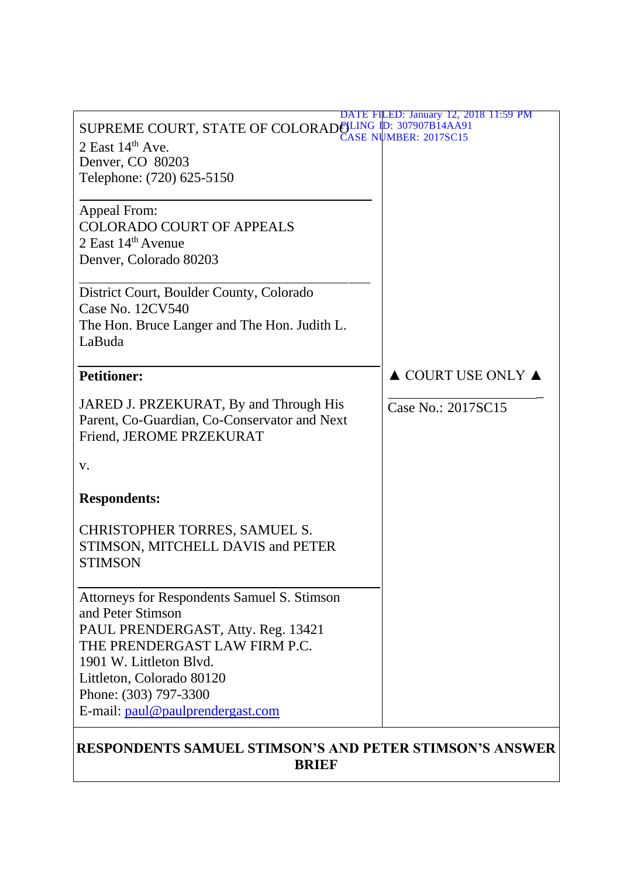DATE FILED: January 12, 2018 11:59 PM
FILING ID: 307907B14AA91
CASE NUMBER: 2017SC15

SUPREME COURT, STATE OF COLORADO
2 East 14th Ave.
Denver, CO 80203
Telephone: (720) 625-5150

---

Appeal From:
COLORADO COURT OF APPEALS
2 East 14th Avenue
Denver, Colorado 80203

---

District Court, Boulder County, Colorado
Case No. 12CV540
The Hon. Bruce Langer and The Hon. Judith L. LaBuda

---

**Petitioner:**

JARED J. PRZEKURAT, By and Through His Parent, Co-Guardian, Co-Conservator and Next Friend, JEROME PRZEKURAT

v.

**Respondents:**

CHRISTOPHER TORRES, SAMUEL S. STIMSON, MITCHELL DAVIS and PETER STIMSON

▲ COURT USE ONLY ▲

Case No.: 2017SC15

---

Attorneys for Respondents Samuel S. Stimson and Peter Stimson
PAUL PRENDERGAST, Atty. Reg. 13421
THE PRENDERGAST LAW FIRM P.C.
1901 W. Littleton Blvd.
Littleton, Colorado 80120
Phone: (303) 797-3300
E-mail: paul@paulprendergast.com

---

**RESPONDENTS SAMUEL STIMSON'S AND PETER STIMSON'S ANSWER BRIEF**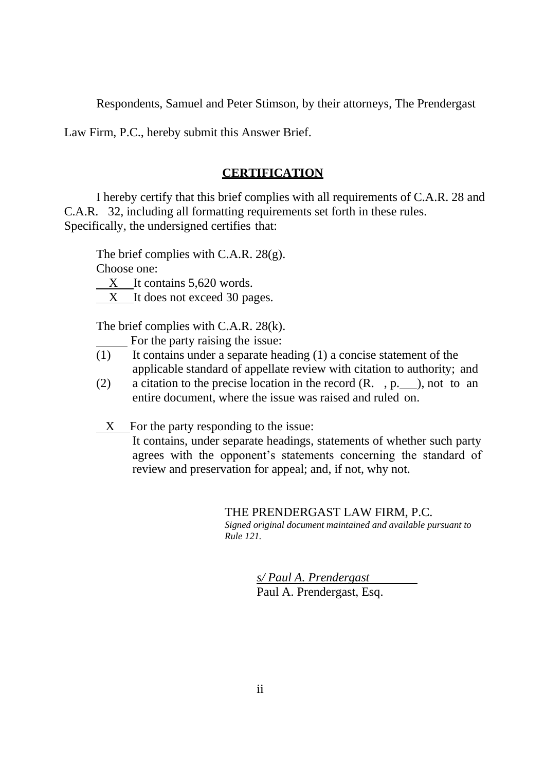Respondents, Samuel and Peter Stimson, by their attorneys, The Prendergast Law Firm, P.C., hereby submit this Answer Brief.

## CERTIFICATION

I hereby certify that this brief complies with all requirements of C.A.R. 28 and C.A.R. 32, including all formatting requirements set forth in these rules. Specifically, the undersigned certifies that:

The brief complies with C.A.R. 28(g).

Choose one:

__X__ It contains 5,620 words.

__X__ It does not exceed 30 pages.

The brief complies with C.A.R. 28(k).

_____ For the party raising the issue:

(1) It contains under a separate heading (1) a concise statement of the applicable standard of appellate review with citation to authority; and

(2) a citation to the precise location in the record (R. , p.___), not to an entire document, where the issue was raised and ruled on.

__X__ For the party responding to the issue:

It contains, under separate headings, statements of whether such party agrees with the opponent's statements concerning the standard of review and preservation for appeal; and, if not, why not.

THE PRENDERGAST LAW FIRM, P.C.
*Signed original document maintained and available pursuant to Rule 121.*

*s/ Paul A. Prendergast*
Paul A. Prendergast, Esq.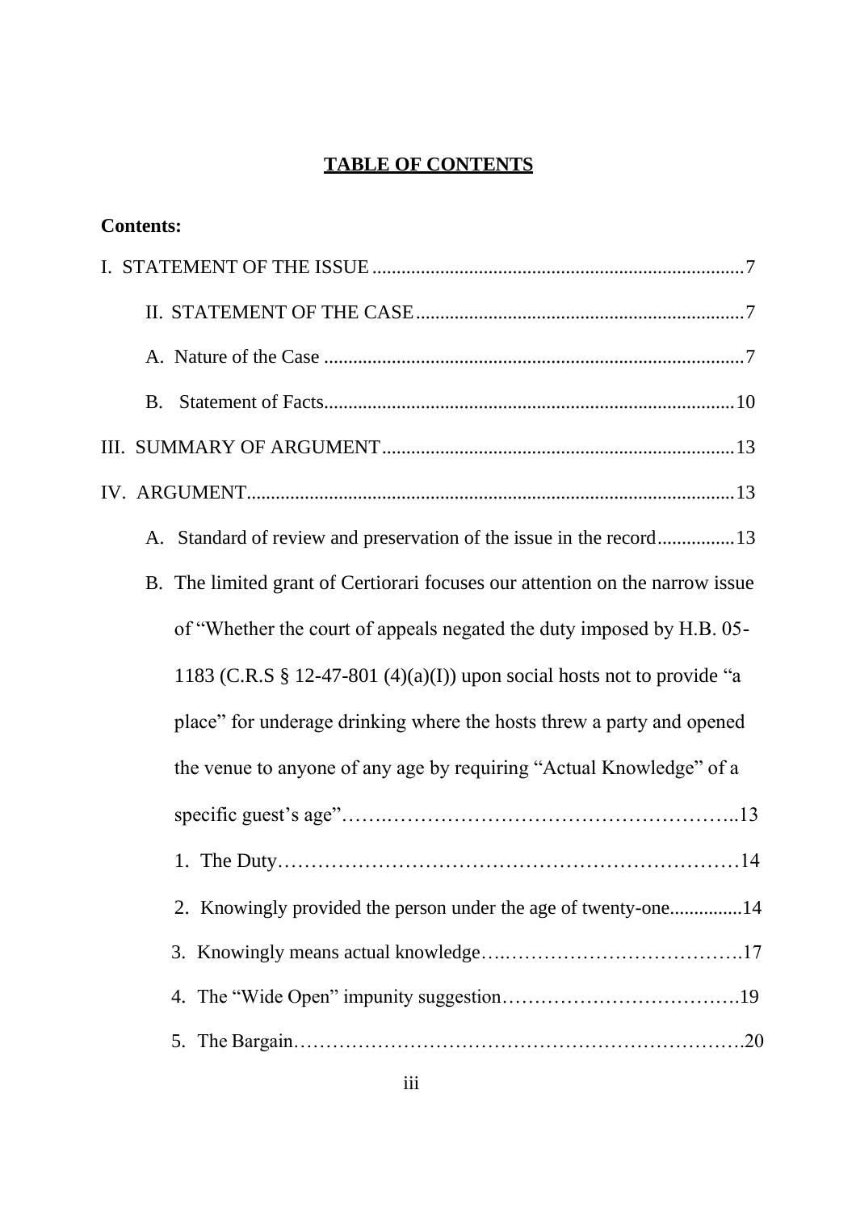# TABLE OF CONTENTS

**Contents:**

I. STATEMENT OF THE ISSUE ............................................................................7

II. STATEMENT OF THE CASE ...................................................................7

A. Nature of the Case ......................................................................................7

B. Statement of Facts....................................................................................10

III. SUMMARY OF ARGUMENT........................................................................13

IV. ARGUMENT....................................................................................................13

A. Standard of review and preservation of the issue in the record................13

B. The limited grant of Certiorari focuses our attention on the narrow issue of "Whether the court of appeals negated the duty imposed by H.B. 05-1183 (C.R.S § 12-47-801 (4)(a)(I)) upon social hosts not to provide "a place" for underage drinking where the hosts threw a party and opened the venue to anyone of any age by requiring "Actual Knowledge" of a specific guest's age"…….……………………………………………..13

1. The Duty……………………………………………………………14

2. Knowingly provided the person under the age of twenty-one...............14

3. Knowingly means actual knowledge…..………………………………..17

4. The "Wide Open" impunity suggestion……………………………….19

5. The Bargain………………………………………………………….20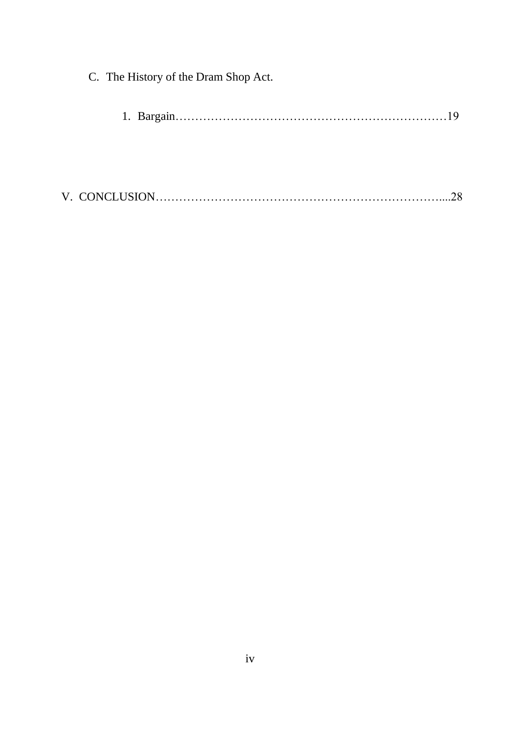C. The History of the Dram Shop Act.

1. Bargain……………………………………………………………19

V. CONCLUSION…………………………………………………………….....28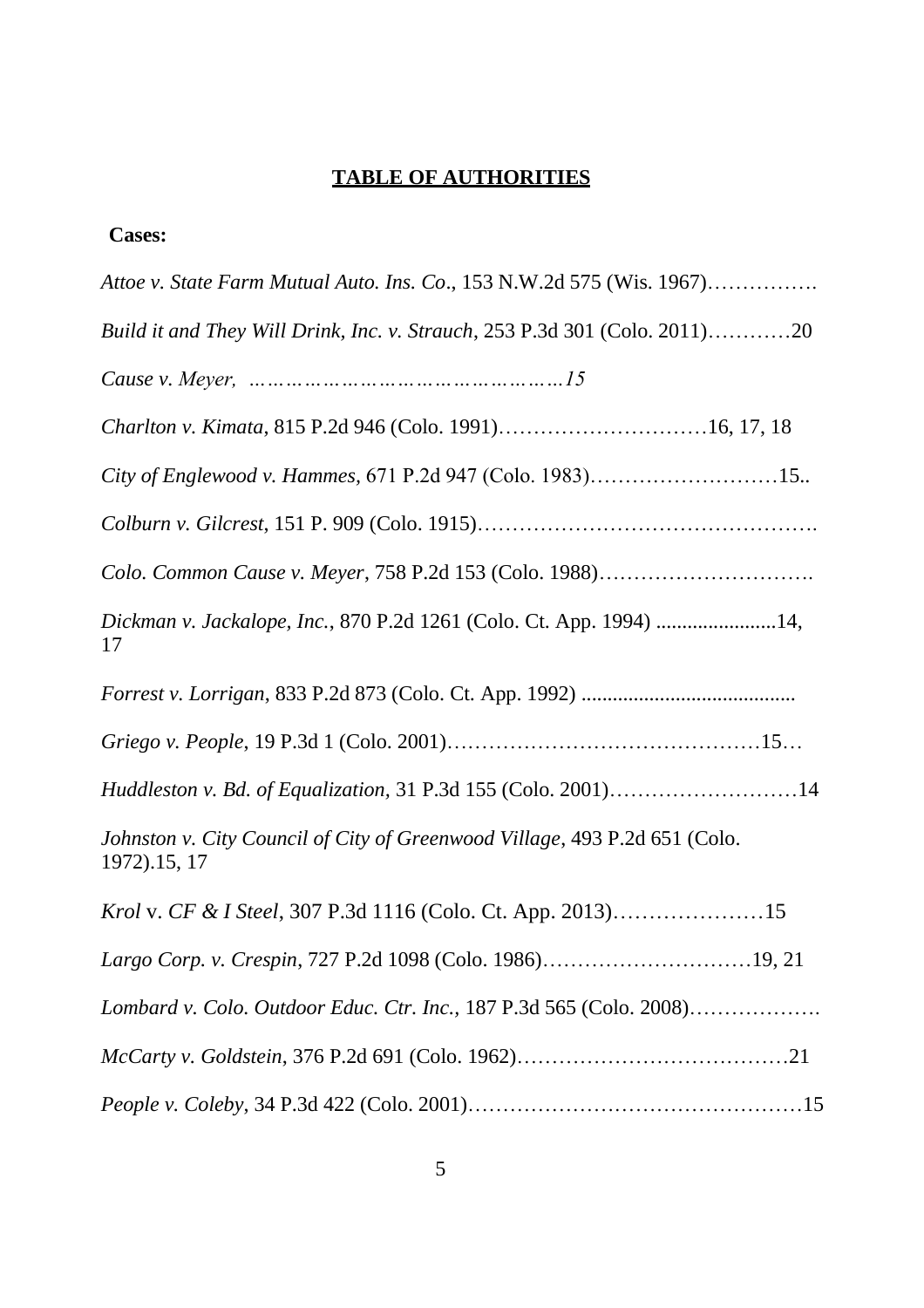**TABLE OF AUTHORITIES**

**Cases:**

*Attoe v. State Farm Mutual Auto. Ins. Co*., 153 N.W.2d 575 (Wis. 1967)…………….

*Build it and They Will Drink, Inc. v. Strauch*, 253 P.3d 301 (Colo. 2011)…………20

*Cause v. Meyer, …………………………………………15*

*Charlton v. Kimata*, 815 P.2d 946 (Colo. 1991)…………………………16, 17, 18

*City of Englewood v. Hammes*, 671 P.2d 947 (Colo. 1983)………………………15..

*Colburn v. Gilcrest*, 151 P. 909 (Colo. 1915)…………………………………………….

*Colo. Common Cause v. Meyer*, 758 P.2d 153 (Colo. 1988)………………………….

*Dickman v. Jackalope, Inc.*, 870 P.2d 1261 (Colo. Ct. App. 1994) .......................14, 17

*Forrest v. Lorrigan*, 833 P.2d 873 (Colo. Ct. App. 1992) .........................................

*Griego v. People*, 19 P.3d 1 (Colo. 2001)………………………………………15…

*Huddleston v. Bd. of Equalization,* 31 P.3d 155 (Colo. 2001)………………………14

*Johnston v. City Council of City of Greenwood Village*, 493 P.2d 651 (Colo. 1972).15, 17

*Krol* v. *CF & I Steel*, 307 P.3d 1116 (Colo. Ct. App. 2013)…………………15

*Largo Corp. v. Crespin*, 727 P.2d 1098 (Colo. 1986)…………………………19, 21

*Lombard v. Colo. Outdoor Educ. Ctr. Inc.*, 187 P.3d 565 (Colo. 2008)……………….

*McCarty v. Goldstein*, 376 P.2d 691 (Colo. 1962)…………………………………21

*People v. Coleby*, 34 P.3d 422 (Colo. 2001)…………………………………………15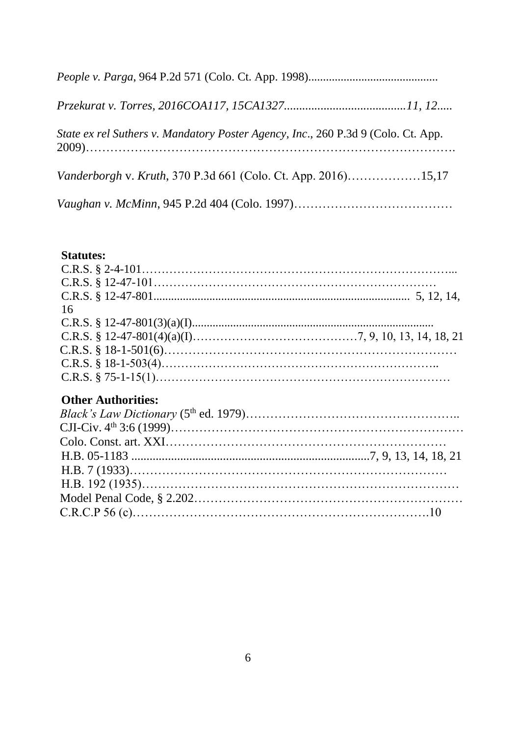*People v. Parga*, 964 P.2d 571 (Colo. Ct. App. 1998)...........................................

*Przekurat v. Torres, 2016COA117, 15CA1327........................................11, 12.....*

*State ex rel Suthers v. Mandatory Poster Agency, Inc*., 260 P.3d 9 (Colo. Ct. App. 2009)……………………………………………………………………………….

*Vanderborgh* v. *Kruth*, 370 P.3d 661 (Colo. Ct. App. 2016)………………15,17

*Vaughan v. McMinn*, 945 P.2d 404 (Colo. 1997)…………………………………

**Statutes:**

C.R.S. § 2-4-101…………………………………………………………………...
C.R.S. § 12-47-101……………………………………………………………
C.R.S. § 12-47-801...................................................................................... 5, 12, 14, 16
C.R.S. § 12-47-801(3)(a)(I)..................................................................................
C.R.S. § 12-47-801(4)(a)(I)……………………………………7, 9, 10, 13, 14, 18, 21
C.R.S. § 18-1-501(6)…………………………………………………………
C.R.S. § 18-1-503(4)………………………………………………………..
C.R.S. § 75-1-15(1)…………………………………………………………………

**Other Authorities:**

*Black's Law Dictionary* (5th ed. 1979)……………………………………………..
CJI-Civ. 4th 3:6 (1999)……………………………………………………………
Colo. Const. art. XXI………………………………………………………
H.B. 05-1183 ..............................................................................7, 9, 13, 14, 18, 21
H.B. 7 (1933)…………………………………………………………………
H.B. 192 (1935)…………………………………………………………………
Model Penal Code, § 2.202…………………………………………………………
C.R.C.P 56 (c)……………………………………………………………….10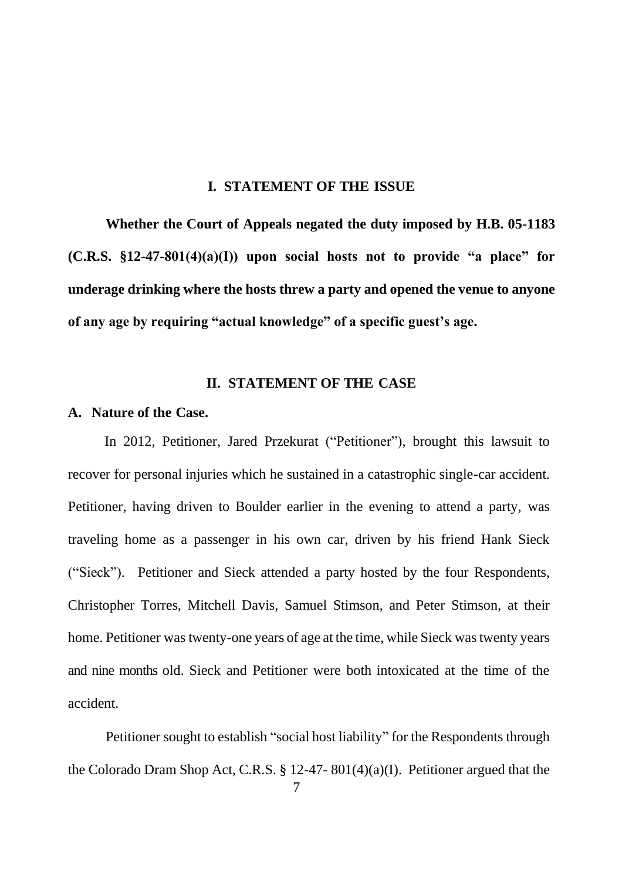## I. STATEMENT OF THE ISSUE

**Whether the Court of Appeals negated the duty imposed by H.B. 05-1183 (C.R.S. §12-47-801(4)(a)(I)) upon social hosts not to provide "a place" for underage drinking where the hosts threw a party and opened the venue to anyone of any age by requiring "actual knowledge" of a specific guest's age.**

## II. STATEMENT OF THE CASE

### A. Nature of the Case.

In 2012, Petitioner, Jared Przekurat ("Petitioner"), brought this lawsuit to recover for personal injuries which he sustained in a catastrophic single-car accident. Petitioner, having driven to Boulder earlier in the evening to attend a party, was traveling home as a passenger in his own car, driven by his friend Hank Sieck ("Sieck"). Petitioner and Sieck attended a party hosted by the four Respondents, Christopher Torres, Mitchell Davis, Samuel Stimson, and Peter Stimson, at their home. Petitioner was twenty-one years of age at the time, while Sieck was twenty years and nine months old. Sieck and Petitioner were both intoxicated at the time of the accident.

Petitioner sought to establish "social host liability" for the Respondents through the Colorado Dram Shop Act, C.R.S. § 12-47- 801(4)(a)(I). Petitioner argued that the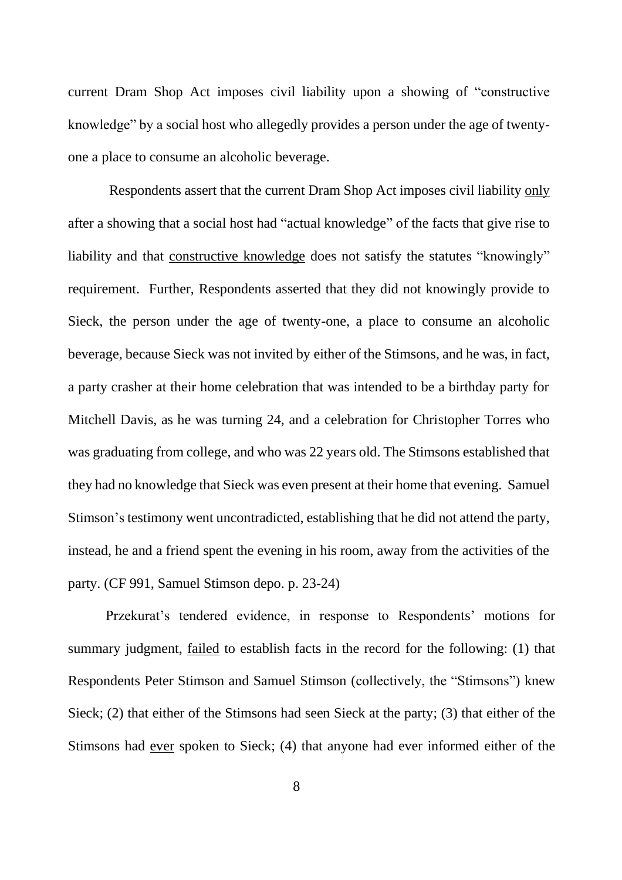current Dram Shop Act imposes civil liability upon a showing of "constructive knowledge" by a social host who allegedly provides a person under the age of twenty-one a place to consume an alcoholic beverage.

Respondents assert that the current Dram Shop Act imposes civil liability <u>only</u> after a showing that a social host had "actual knowledge" of the facts that give rise to liability and that <u>constructive knowledge</u> does not satisfy the statutes "knowingly" requirement. Further, Respondents asserted that they did not knowingly provide to Sieck, the person under the age of twenty-one, a place to consume an alcoholic beverage, because Sieck was not invited by either of the Stimsons, and he was, in fact, a party crasher at their home celebration that was intended to be a birthday party for Mitchell Davis, as he was turning 24, and a celebration for Christopher Torres who was graduating from college, and who was 22 years old. The Stimsons established that they had no knowledge that Sieck was even present at their home that evening. Samuel Stimson's testimony went uncontradicted, establishing that he did not attend the party, instead, he and a friend spent the evening in his room, away from the activities of the party. (CF 991, Samuel Stimson depo. p. 23-24)

Przekurat's tendered evidence, in response to Respondents' motions for summary judgment, <u>failed</u> to establish facts in the record for the following: (1) that Respondents Peter Stimson and Samuel Stimson (collectively, the "Stimsons") knew Sieck; (2) that either of the Stimsons had seen Sieck at the party; (3) that either of the Stimsons had <u>ever</u> spoken to Sieck; (4) that anyone had ever informed either of the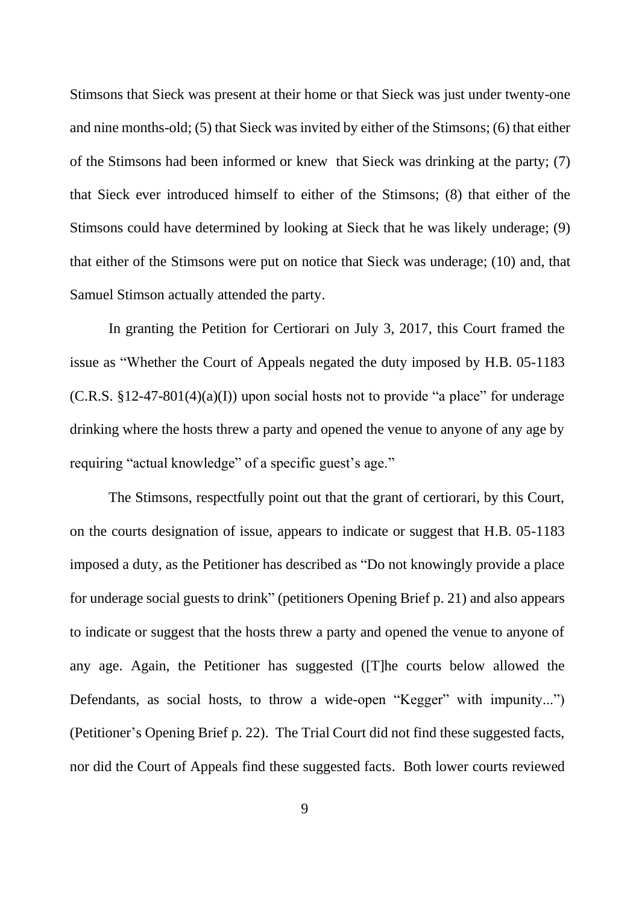Stimsons that Sieck was present at their home or that Sieck was just under twenty-one and nine months-old; (5) that Sieck was invited by either of the Stimsons; (6) that either of the Stimsons had been informed or knew that Sieck was drinking at the party; (7) that Sieck ever introduced himself to either of the Stimsons; (8) that either of the Stimsons could have determined by looking at Sieck that he was likely underage; (9) that either of the Stimsons were put on notice that Sieck was underage; (10) and, that Samuel Stimson actually attended the party.

In granting the Petition for Certiorari on July 3, 2017, this Court framed the issue as "Whether the Court of Appeals negated the duty imposed by H.B. 05-1183 (C.R.S. §12-47-801(4)(a)(I)) upon social hosts not to provide "a place" for underage drinking where the hosts threw a party and opened the venue to anyone of any age by requiring "actual knowledge" of a specific guest's age."

The Stimsons, respectfully point out that the grant of certiorari, by this Court, on the courts designation of issue, appears to indicate or suggest that H.B. 05-1183 imposed a duty, as the Petitioner has described as "Do not knowingly provide a place for underage social guests to drink" (petitioners Opening Brief p. 21) and also appears to indicate or suggest that the hosts threw a party and opened the venue to anyone of any age. Again, the Petitioner has suggested ([T]he courts below allowed the Defendants, as social hosts, to throw a wide-open "Kegger" with impunity...") (Petitioner's Opening Brief p. 22). The Trial Court did not find these suggested facts, nor did the Court of Appeals find these suggested facts. Both lower courts reviewed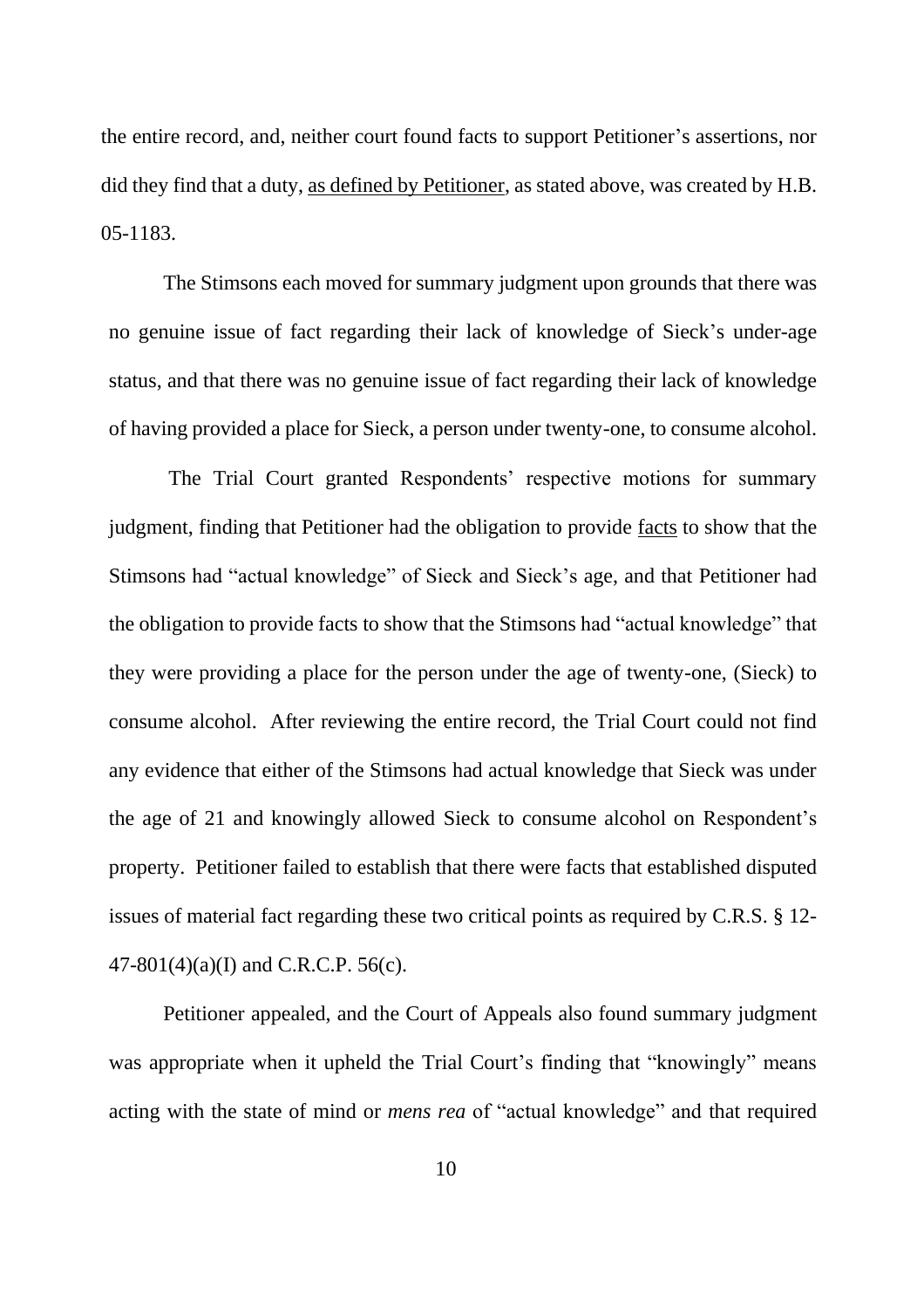the entire record, and, neither court found facts to support Petitioner's assertions, nor did they find that a duty, <u>as defined by Petitioner</u>, as stated above, was created by H.B. 05-1183.

The Stimsons each moved for summary judgment upon grounds that there was no genuine issue of fact regarding their lack of knowledge of Sieck's under-age status, and that there was no genuine issue of fact regarding their lack of knowledge of having provided a place for Sieck, a person under twenty-one, to consume alcohol.

The Trial Court granted Respondents' respective motions for summary judgment, finding that Petitioner had the obligation to provide <u>facts</u> to show that the Stimsons had "actual knowledge" of Sieck and Sieck's age, and that Petitioner had the obligation to provide facts to show that the Stimsons had "actual knowledge" that they were providing a place for the person under the age of twenty-one, (Sieck) to consume alcohol. After reviewing the entire record, the Trial Court could not find any evidence that either of the Stimsons had actual knowledge that Sieck was under the age of 21 and knowingly allowed Sieck to consume alcohol on Respondent's property. Petitioner failed to establish that there were facts that established disputed issues of material fact regarding these two critical points as required by C.R.S. § 12-47-801(4)(a)(I) and C.R.C.P. 56(c).

Petitioner appealed, and the Court of Appeals also found summary judgment was appropriate when it upheld the Trial Court's finding that "knowingly" means acting with the state of mind or *mens rea* of "actual knowledge" and that required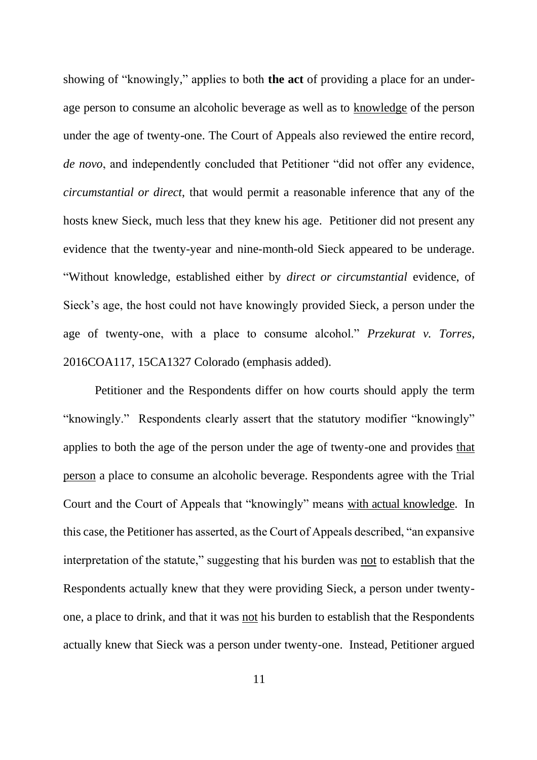showing of "knowingly," applies to both **the act** of providing a place for an under-age person to consume an alcoholic beverage as well as to <u>knowledge</u> of the person under the age of twenty-one. The Court of Appeals also reviewed the entire record, *de novo*, and independently concluded that Petitioner "did not offer any evidence, *circumstantial or direct*, that would permit a reasonable inference that any of the hosts knew Sieck, much less that they knew his age. Petitioner did not present any evidence that the twenty-year and nine-month-old Sieck appeared to be underage. "Without knowledge, established either by *direct or circumstantial* evidence, of Sieck's age, the host could not have knowingly provided Sieck, a person under the age of twenty-one, with a place to consume alcohol." *Przekurat v. Torres*, 2016COA117, 15CA1327 Colorado (emphasis added).

Petitioner and the Respondents differ on how courts should apply the term "knowingly." Respondents clearly assert that the statutory modifier "knowingly" applies to both the age of the person under the age of twenty-one and provides <u>that person</u> a place to consume an alcoholic beverage. Respondents agree with the Trial Court and the Court of Appeals that "knowingly" means <u>with actual knowledge</u>. In this case, the Petitioner has asserted, as the Court of Appeals described, "an expansive interpretation of the statute," suggesting that his burden was <u>not</u> to establish that the Respondents actually knew that they were providing Sieck, a person under twenty-one, a place to drink, and that it was <u>not</u> his burden to establish that the Respondents actually knew that Sieck was a person under twenty-one. Instead, Petitioner argued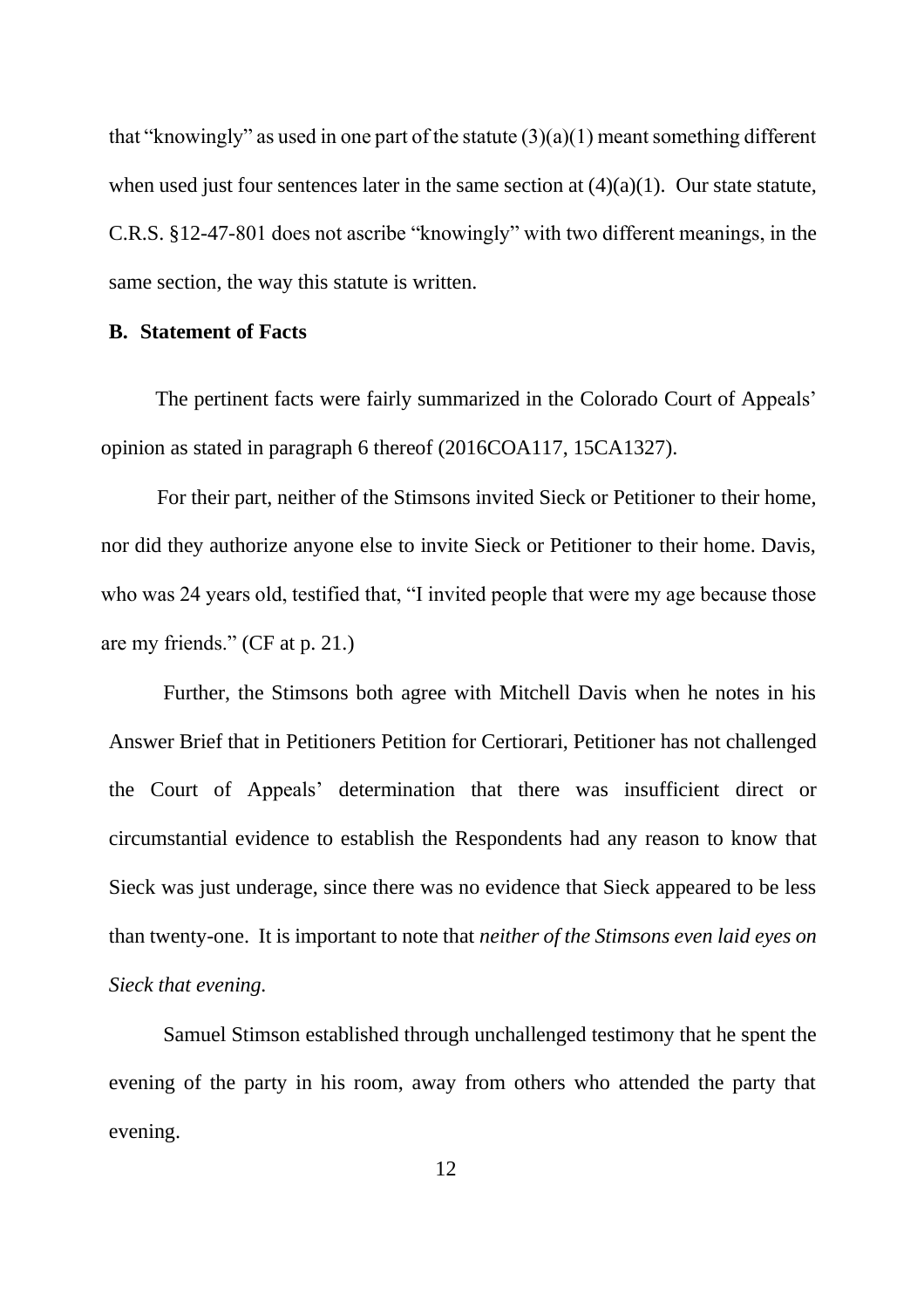that "knowingly" as used in one part of the statute (3)(a)(1) meant something different when used just four sentences later in the same section at (4)(a)(1). Our state statute, C.R.S. §12-47-801 does not ascribe "knowingly" with two different meanings, in the same section, the way this statute is written.

### B. Statement of Facts

The pertinent facts were fairly summarized in the Colorado Court of Appeals' opinion as stated in paragraph 6 thereof (2016COA117, 15CA1327).

For their part, neither of the Stimsons invited Sieck or Petitioner to their home, nor did they authorize anyone else to invite Sieck or Petitioner to their home. Davis, who was 24 years old, testified that, "I invited people that were my age because those are my friends." (CF at p. 21.)

Further, the Stimsons both agree with Mitchell Davis when he notes in his Answer Brief that in Petitioners Petition for Certiorari, Petitioner has not challenged the Court of Appeals' determination that there was insufficient direct or circumstantial evidence to establish the Respondents had any reason to know that Sieck was just underage, since there was no evidence that Sieck appeared to be less than twenty-one. It is important to note that *neither of the Stimsons even laid eyes on Sieck that evening.*

Samuel Stimson established through unchallenged testimony that he spent the evening of the party in his room, away from others who attended the party that evening.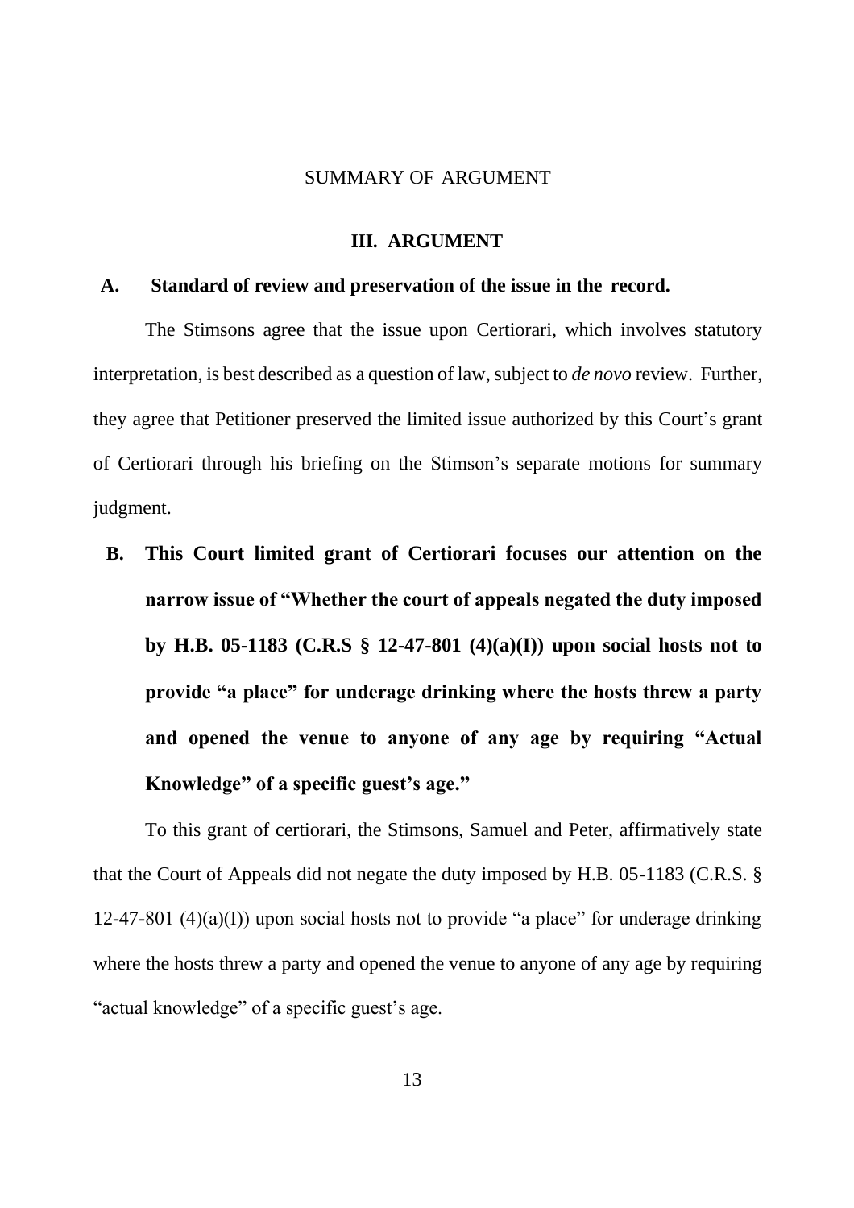## SUMMARY OF ARGUMENT

## III. ARGUMENT

### A. Standard of review and preservation of the issue in the record.

The Stimsons agree that the issue upon Certiorari, which involves statutory interpretation, is best described as a question of law, subject to *de novo* review. Further, they agree that Petitioner preserved the limited issue authorized by this Court's grant of Certiorari through his briefing on the Stimson's separate motions for summary judgment.

### B. This Court limited grant of Certiorari focuses our attention on the narrow issue of "Whether the court of appeals negated the duty imposed by H.B. 05-1183 (C.R.S § 12-47-801 (4)(a)(I)) upon social hosts not to provide "a place" for underage drinking where the hosts threw a party and opened the venue to anyone of any age by requiring "Actual Knowledge" of a specific guest's age."

To this grant of certiorari, the Stimsons, Samuel and Peter, affirmatively state that the Court of Appeals did not negate the duty imposed by H.B. 05-1183 (C.R.S. § 12-47-801 (4)(a)(I)) upon social hosts not to provide "a place" for underage drinking where the hosts threw a party and opened the venue to anyone of any age by requiring "actual knowledge" of a specific guest's age.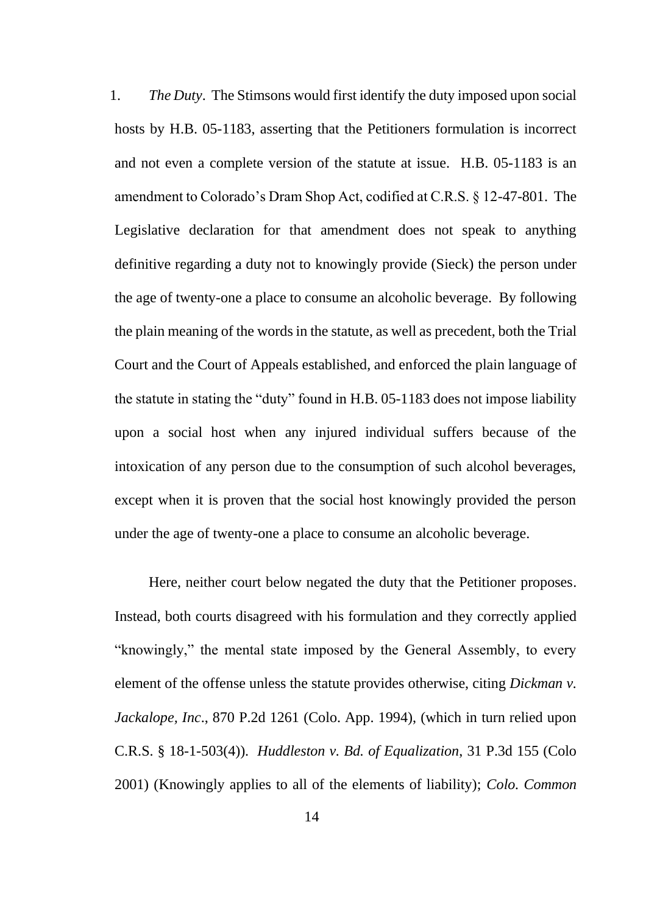1. *The Duty*. The Stimsons would first identify the duty imposed upon social hosts by H.B. 05-1183, asserting that the Petitioners formulation is incorrect and not even a complete version of the statute at issue. H.B. 05-1183 is an amendment to Colorado's Dram Shop Act, codified at C.R.S. § 12-47-801. The Legislative declaration for that amendment does not speak to anything definitive regarding a duty not to knowingly provide (Sieck) the person under the age of twenty-one a place to consume an alcoholic beverage. By following the plain meaning of the words in the statute, as well as precedent, both the Trial Court and the Court of Appeals established, and enforced the plain language of the statute in stating the "duty" found in H.B. 05-1183 does not impose liability upon a social host when any injured individual suffers because of the intoxication of any person due to the consumption of such alcohol beverages, except when it is proven that the social host knowingly provided the person under the age of twenty-one a place to consume an alcoholic beverage.

Here, neither court below negated the duty that the Petitioner proposes. Instead, both courts disagreed with his formulation and they correctly applied "knowingly," the mental state imposed by the General Assembly, to every element of the offense unless the statute provides otherwise, citing *Dickman v. Jackalope, Inc*., 870 P.2d 1261 (Colo. App. 1994), (which in turn relied upon C.R.S. § 18-1-503(4)). *Huddleston v. Bd. of Equalization*, 31 P.3d 155 (Colo 2001) (Knowingly applies to all of the elements of liability); *Colo. Common*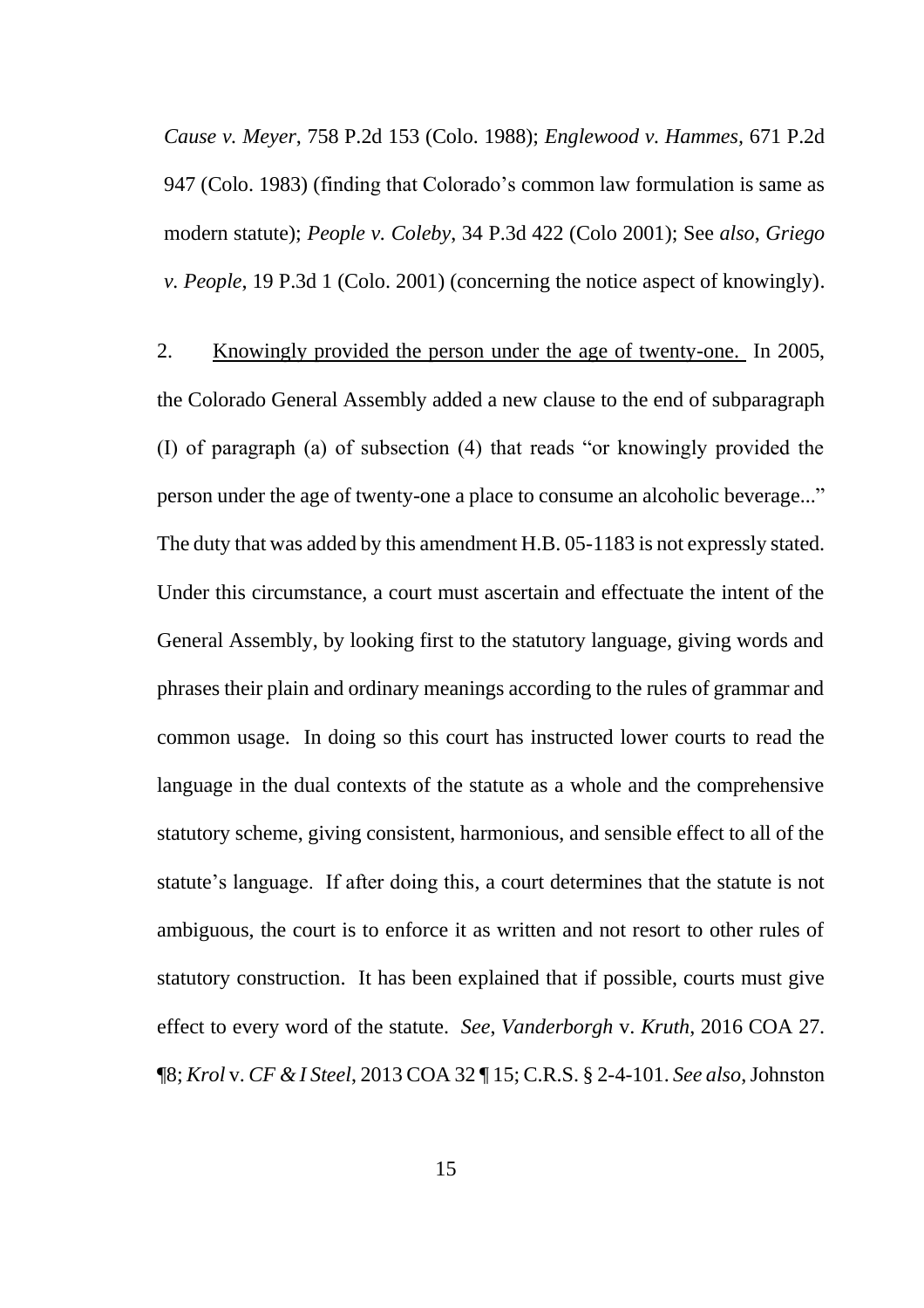*Cause v. Meyer*, 758 P.2d 153 (Colo. 1988); *Englewood v. Hammes*, 671 P.2d 947 (Colo. 1983) (finding that Colorado's common law formulation is same as modern statute); *People v. Coleby*, 34 P.3d 422 (Colo 2001); See *also*, *Griego v. People*, 19 P.3d 1 (Colo. 2001) (concerning the notice aspect of knowingly).

2. <u>Knowingly provided the person under the age of twenty-one.</u> In 2005, the Colorado General Assembly added a new clause to the end of subparagraph (I) of paragraph (a) of subsection (4) that reads "or knowingly provided the person under the age of twenty-one a place to consume an alcoholic beverage..." The duty that was added by this amendment H.B. 05-1183 is not expressly stated. Under this circumstance, a court must ascertain and effectuate the intent of the General Assembly, by looking first to the statutory language, giving words and phrases their plain and ordinary meanings according to the rules of grammar and common usage. In doing so this court has instructed lower courts to read the language in the dual contexts of the statute as a whole and the comprehensive statutory scheme, giving consistent, harmonious, and sensible effect to all of the statute's language. If after doing this, a court determines that the statute is not ambiguous, the court is to enforce it as written and not resort to other rules of statutory construction. It has been explained that if possible, courts must give effect to every word of the statute. *See*, *Vanderborgh* v. *Kruth*, 2016 COA 27. ¶8; *Krol* v. *CF & I Steel*, 2013 COA 32 ¶ 15; C.R.S. § 2-4-101. *See also*, Johnston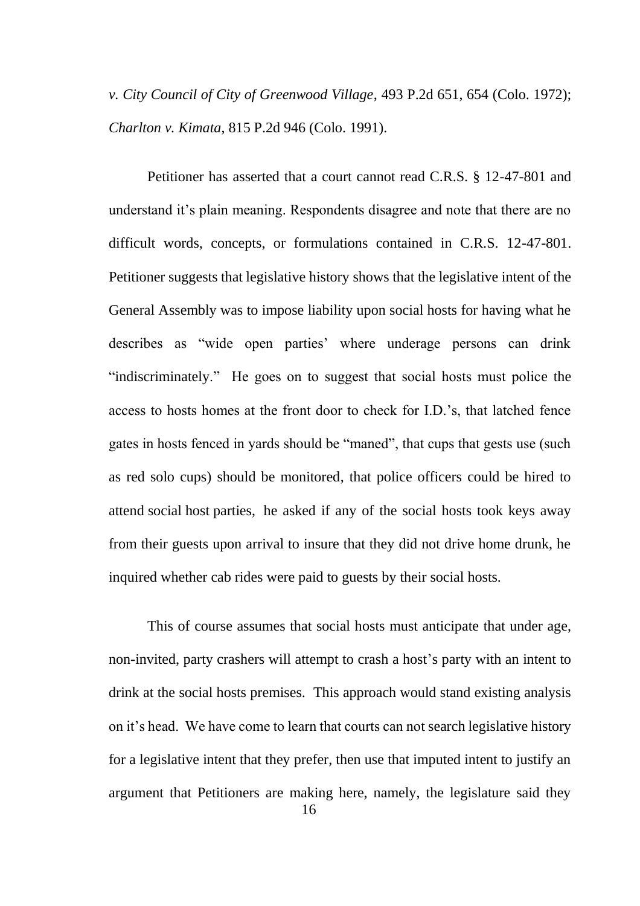*v. City Council of City of Greenwood Village*, 493 P.2d 651, 654 (Colo. 1972); *Charlton v. Kimata*, 815 P.2d 946 (Colo. 1991).

Petitioner has asserted that a court cannot read C.R.S. § 12-47-801 and understand it's plain meaning. Respondents disagree and note that there are no difficult words, concepts, or formulations contained in C.R.S. 12-47-801. Petitioner suggests that legislative history shows that the legislative intent of the General Assembly was to impose liability upon social hosts for having what he describes as "wide open parties' where underage persons can drink "indiscriminately." He goes on to suggest that social hosts must police the access to hosts homes at the front door to check for I.D.'s, that latched fence gates in hosts fenced in yards should be "maned", that cups that gests use (such as red solo cups) should be monitored, that police officers could be hired to attend social host parties, he asked if any of the social hosts took keys away from their guests upon arrival to insure that they did not drive home drunk, he inquired whether cab rides were paid to guests by their social hosts.

This of course assumes that social hosts must anticipate that under age, non-invited, party crashers will attempt to crash a host's party with an intent to drink at the social hosts premises. This approach would stand existing analysis on it's head. We have come to learn that courts can not search legislative history for a legislative intent that they prefer, then use that imputed intent to justify an argument that Petitioners are making here, namely, the legislature said they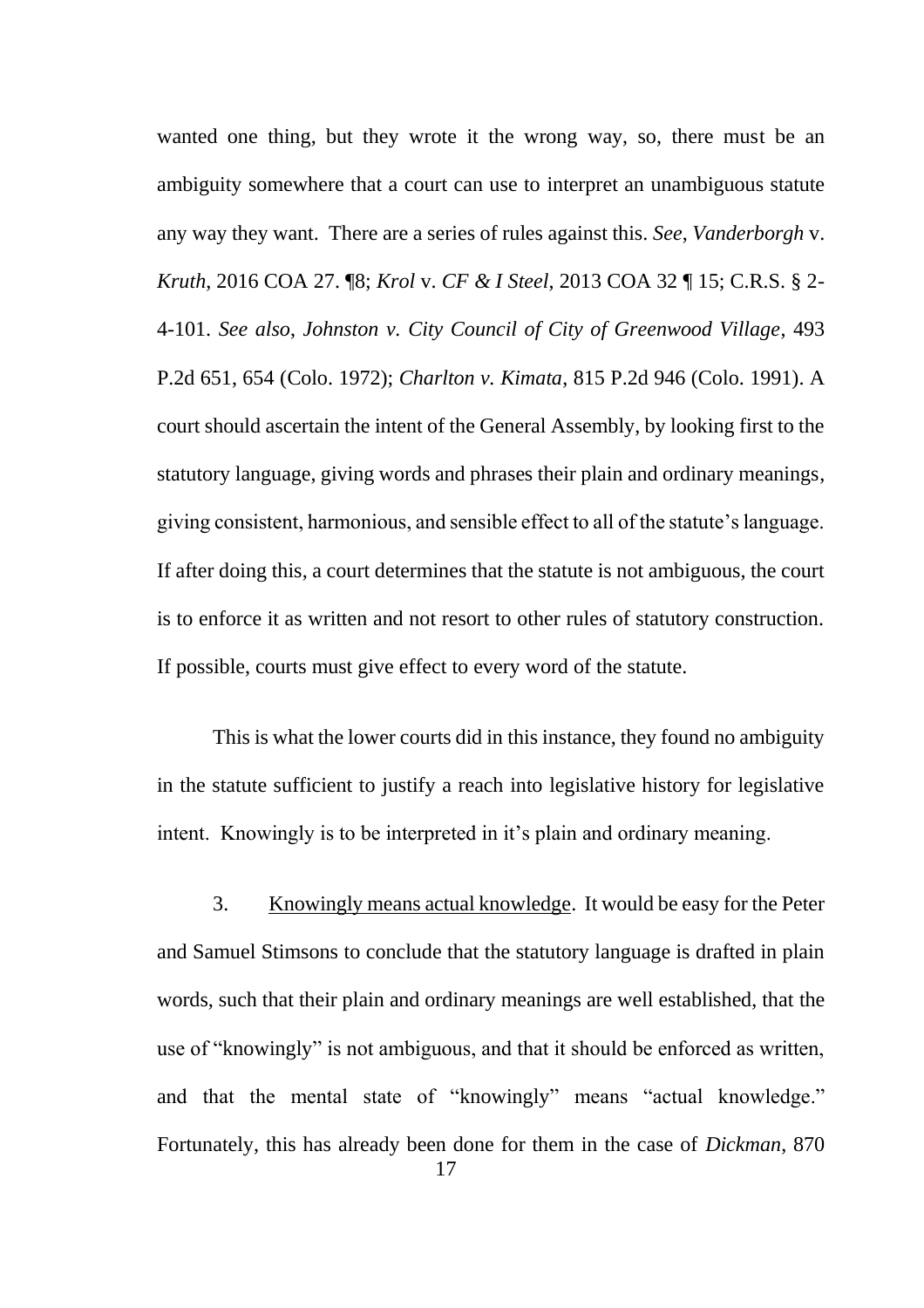wanted one thing, but they wrote it the wrong way, so, there must be an ambiguity somewhere that a court can use to interpret an unambiguous statute any way they want. There are a series of rules against this. *See*, *Vanderborgh* v. *Kruth*, 2016 COA 27. ¶8; *Krol* v. *CF & I Steel*, 2013 COA 32 ¶ 15; C.R.S. § 2-4-101. *See also*, *Johnston v. City Council of City of Greenwood Village*, 493 P.2d 651, 654 (Colo. 1972); *Charlton v. Kimata*, 815 P.2d 946 (Colo. 1991). A court should ascertain the intent of the General Assembly, by looking first to the statutory language, giving words and phrases their plain and ordinary meanings, giving consistent, harmonious, and sensible effect to all of the statute's language. If after doing this, a court determines that the statute is not ambiguous, the court is to enforce it as written and not resort to other rules of statutory construction. If possible, courts must give effect to every word of the statute.

This is what the lower courts did in this instance, they found no ambiguity in the statute sufficient to justify a reach into legislative history for legislative intent. Knowingly is to be interpreted in it's plain and ordinary meaning.

3. Knowingly means actual knowledge. It would be easy for the Peter and Samuel Stimsons to conclude that the statutory language is drafted in plain words, such that their plain and ordinary meanings are well established, that the use of "knowingly" is not ambiguous, and that it should be enforced as written, and that the mental state of "knowingly" means "actual knowledge." Fortunately, this has already been done for them in the case of *Dickman*, 870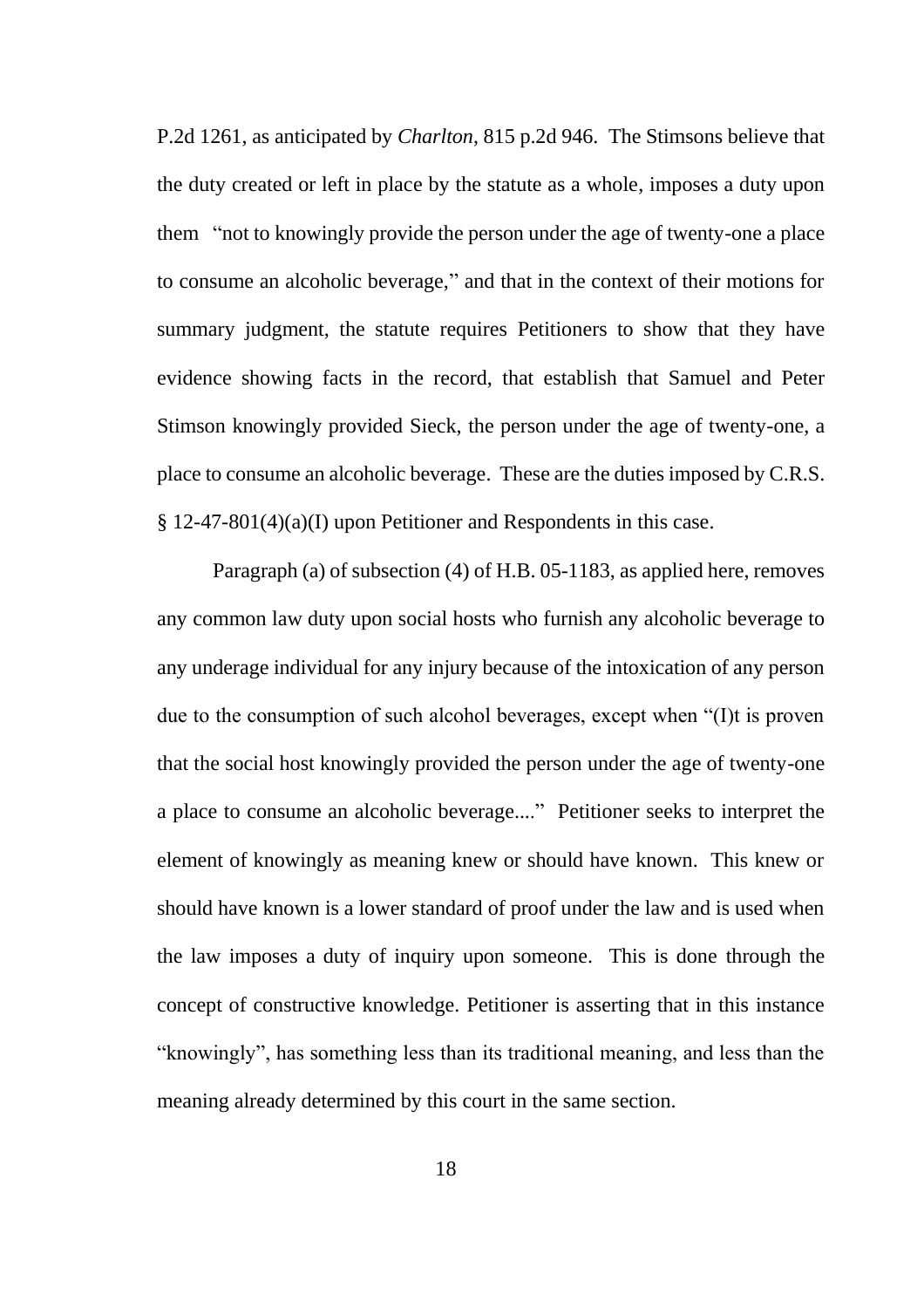P.2d 1261, as anticipated by *Charlton*, 815 p.2d 946. The Stimsons believe that the duty created or left in place by the statute as a whole, imposes a duty upon them "not to knowingly provide the person under the age of twenty-one a place to consume an alcoholic beverage," and that in the context of their motions for summary judgment, the statute requires Petitioners to show that they have evidence showing facts in the record, that establish that Samuel and Peter Stimson knowingly provided Sieck, the person under the age of twenty-one, a place to consume an alcoholic beverage. These are the duties imposed by C.R.S. § 12-47-801(4)(a)(I) upon Petitioner and Respondents in this case.

Paragraph (a) of subsection (4) of H.B. 05-1183, as applied here, removes any common law duty upon social hosts who furnish any alcoholic beverage to any underage individual for any injury because of the intoxication of any person due to the consumption of such alcohol beverages, except when "(I)t is proven that the social host knowingly provided the person under the age of twenty-one a place to consume an alcoholic beverage...." Petitioner seeks to interpret the element of knowingly as meaning knew or should have known. This knew or should have known is a lower standard of proof under the law and is used when the law imposes a duty of inquiry upon someone. This is done through the concept of constructive knowledge. Petitioner is asserting that in this instance "knowingly", has something less than its traditional meaning, and less than the meaning already determined by this court in the same section.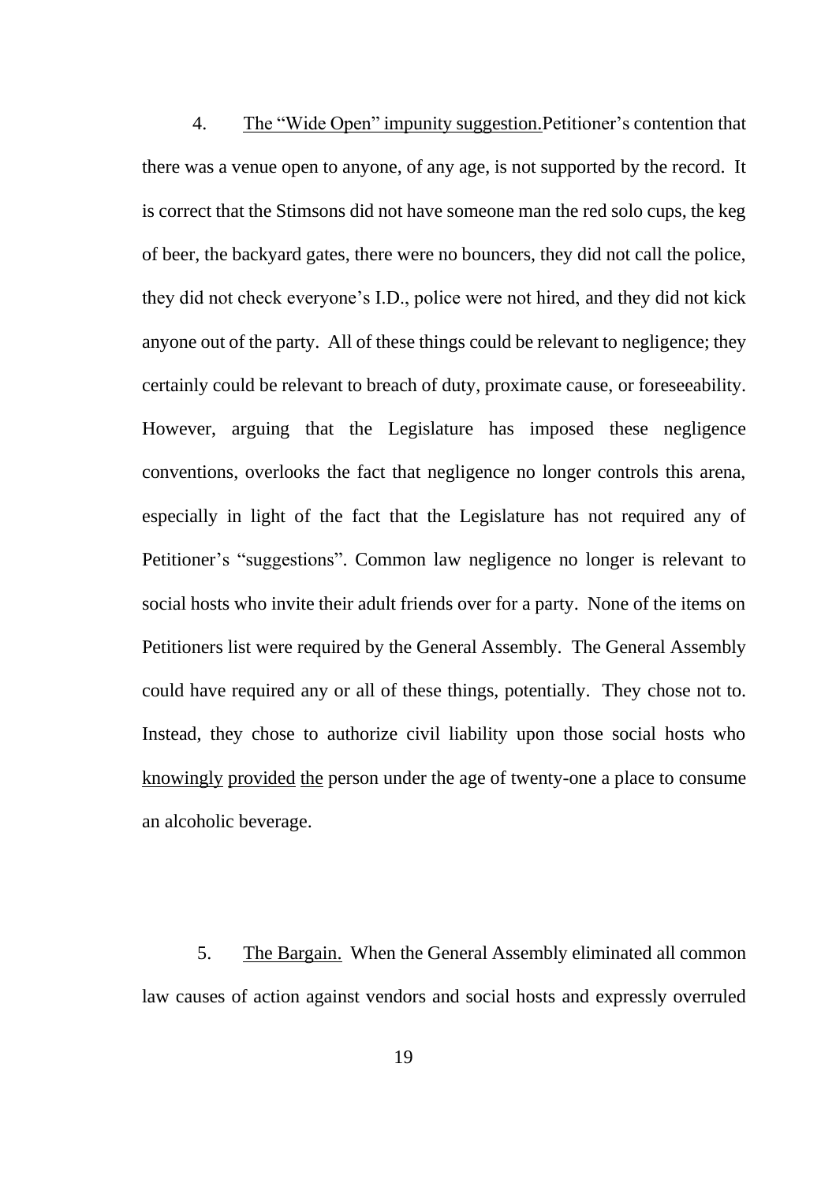4. <u>The "Wide Open" impunity suggestion.</u>Petitioner's contention that there was a venue open to anyone, of any age, is not supported by the record. It is correct that the Stimsons did not have someone man the red solo cups, the keg of beer, the backyard gates, there were no bouncers, they did not call the police, they did not check everyone's I.D., police were not hired, and they did not kick anyone out of the party. All of these things could be relevant to negligence; they certainly could be relevant to breach of duty, proximate cause, or foreseeability. However, arguing that the Legislature has imposed these negligence conventions, overlooks the fact that negligence no longer controls this arena, especially in light of the fact that the Legislature has not required any of Petitioner's "suggestions". Common law negligence no longer is relevant to social hosts who invite their adult friends over for a party. None of the items on Petitioners list were required by the General Assembly. The General Assembly could have required any or all of these things, potentially. They chose not to. Instead, they chose to authorize civil liability upon those social hosts who <u>knowingly</u> <u>provided</u> <u>the</u> person under the age of twenty-one a place to consume an alcoholic beverage.

5. <u>The Bargain.</u> When the General Assembly eliminated all common law causes of action against vendors and social hosts and expressly overruled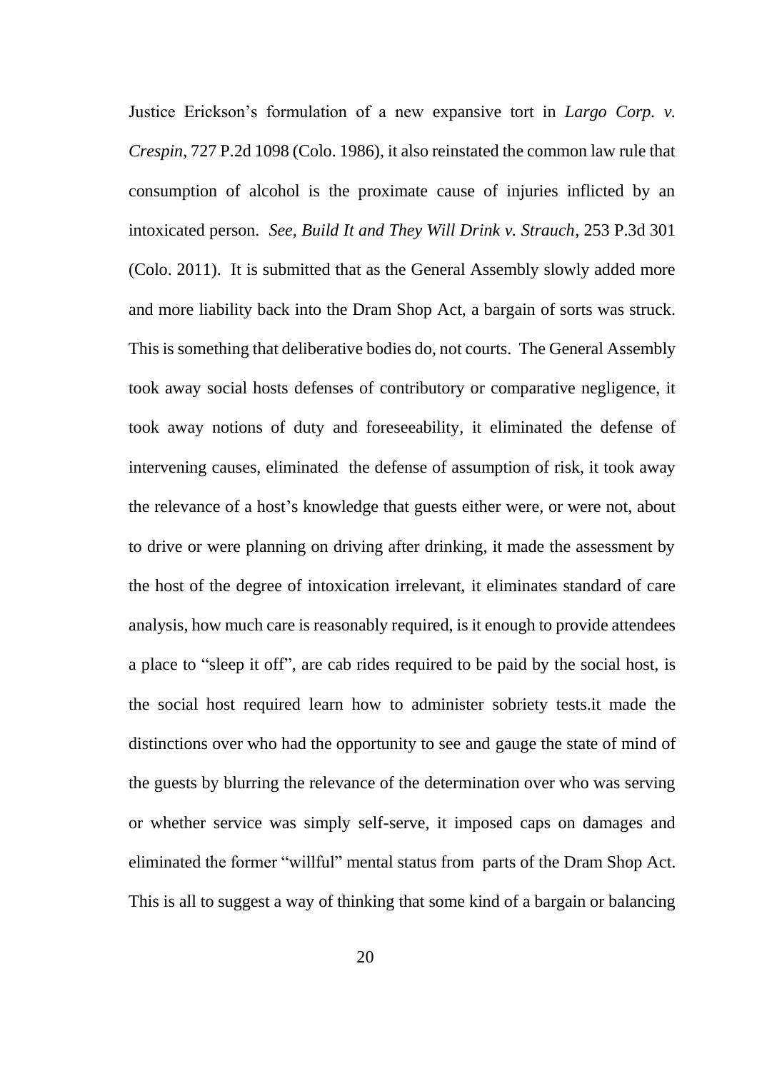Justice Erickson's formulation of a new expansive tort in *Largo Corp. v. Crespin*, 727 P.2d 1098 (Colo. 1986), it also reinstated the common law rule that consumption of alcohol is the proximate cause of injuries inflicted by an intoxicated person. *See, Build It and They Will Drink v. Strauch*, 253 P.3d 301 (Colo. 2011). It is submitted that as the General Assembly slowly added more and more liability back into the Dram Shop Act, a bargain of sorts was struck. This is something that deliberative bodies do, not courts. The General Assembly took away social hosts defenses of contributory or comparative negligence, it took away notions of duty and foreseeability, it eliminated the defense of intervening causes, eliminated the defense of assumption of risk, it took away the relevance of a host's knowledge that guests either were, or were not, about to drive or were planning on driving after drinking, it made the assessment by the host of the degree of intoxication irrelevant, it eliminates standard of care analysis, how much care is reasonably required, is it enough to provide attendees a place to "sleep it off", are cab rides required to be paid by the social host, is the social host required learn how to administer sobriety tests.it made the distinctions over who had the opportunity to see and gauge the state of mind of the guests by blurring the relevance of the determination over who was serving or whether service was simply self-serve, it imposed caps on damages and eliminated the former "willful" mental status from parts of the Dram Shop Act. This is all to suggest a way of thinking that some kind of a bargain or balancing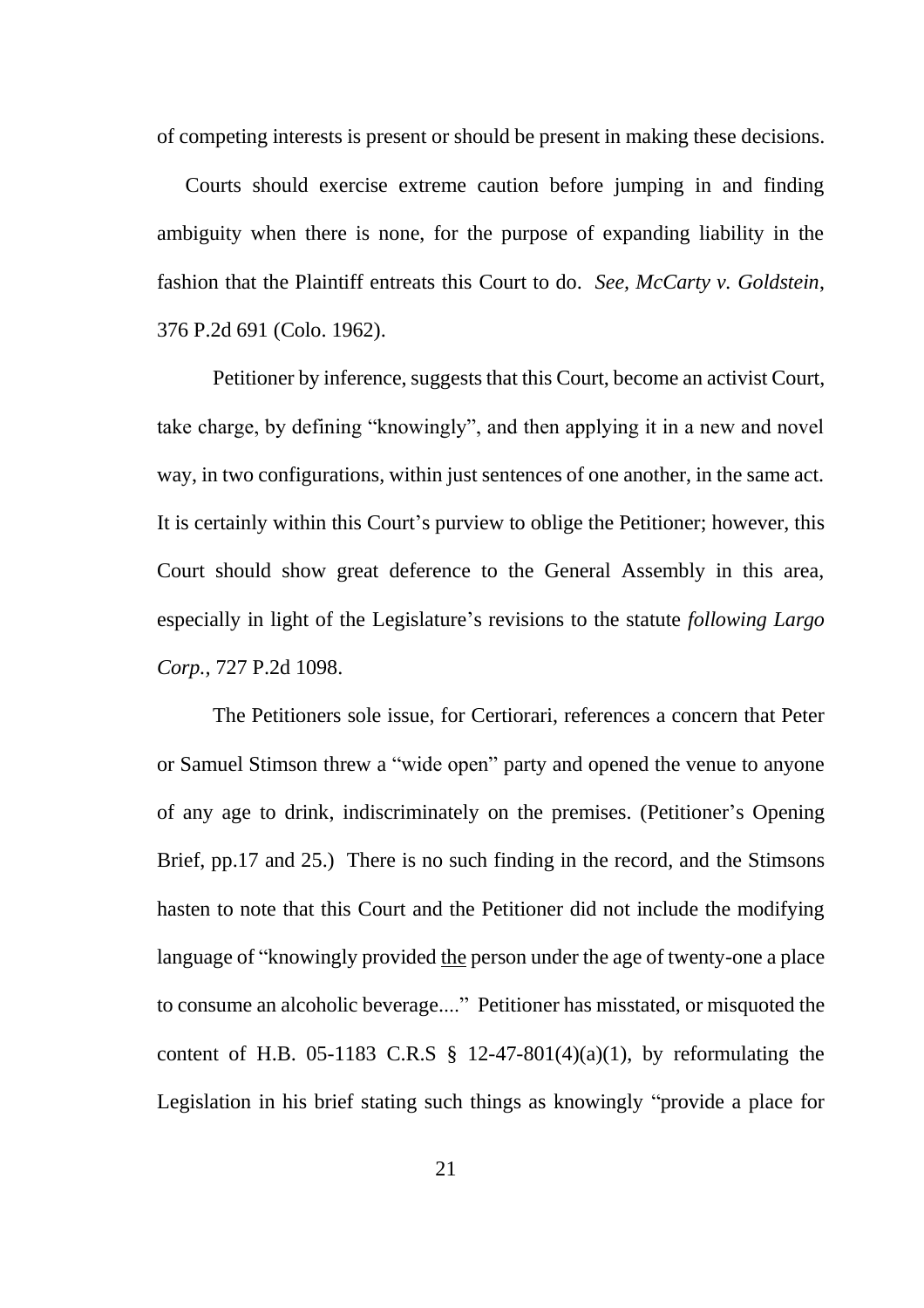of competing interests is present or should be present in making these decisions.

Courts should exercise extreme caution before jumping in and finding ambiguity when there is none, for the purpose of expanding liability in the fashion that the Plaintiff entreats this Court to do. *See, McCarty v. Goldstein*, 376 P.2d 691 (Colo. 1962).

Petitioner by inference, suggests that this Court, become an activist Court, take charge, by defining "knowingly", and then applying it in a new and novel way, in two configurations, within just sentences of one another, in the same act. It is certainly within this Court's purview to oblige the Petitioner; however, this Court should show great deference to the General Assembly in this area, especially in light of the Legislature's revisions to the statute *following Largo Corp.*, 727 P.2d 1098.

The Petitioners sole issue, for Certiorari, references a concern that Peter or Samuel Stimson threw a "wide open" party and opened the venue to anyone of any age to drink, indiscriminately on the premises. (Petitioner's Opening Brief, pp.17 and 25.) There is no such finding in the record, and the Stimsons hasten to note that this Court and the Petitioner did not include the modifying language of "knowingly provided <u>the</u> person under the age of twenty-one a place to consume an alcoholic beverage...." Petitioner has misstated, or misquoted the content of H.B. 05-1183 C.R.S § 12-47-801(4)(a)(1), by reformulating the Legislation in his brief stating such things as knowingly "provide a place for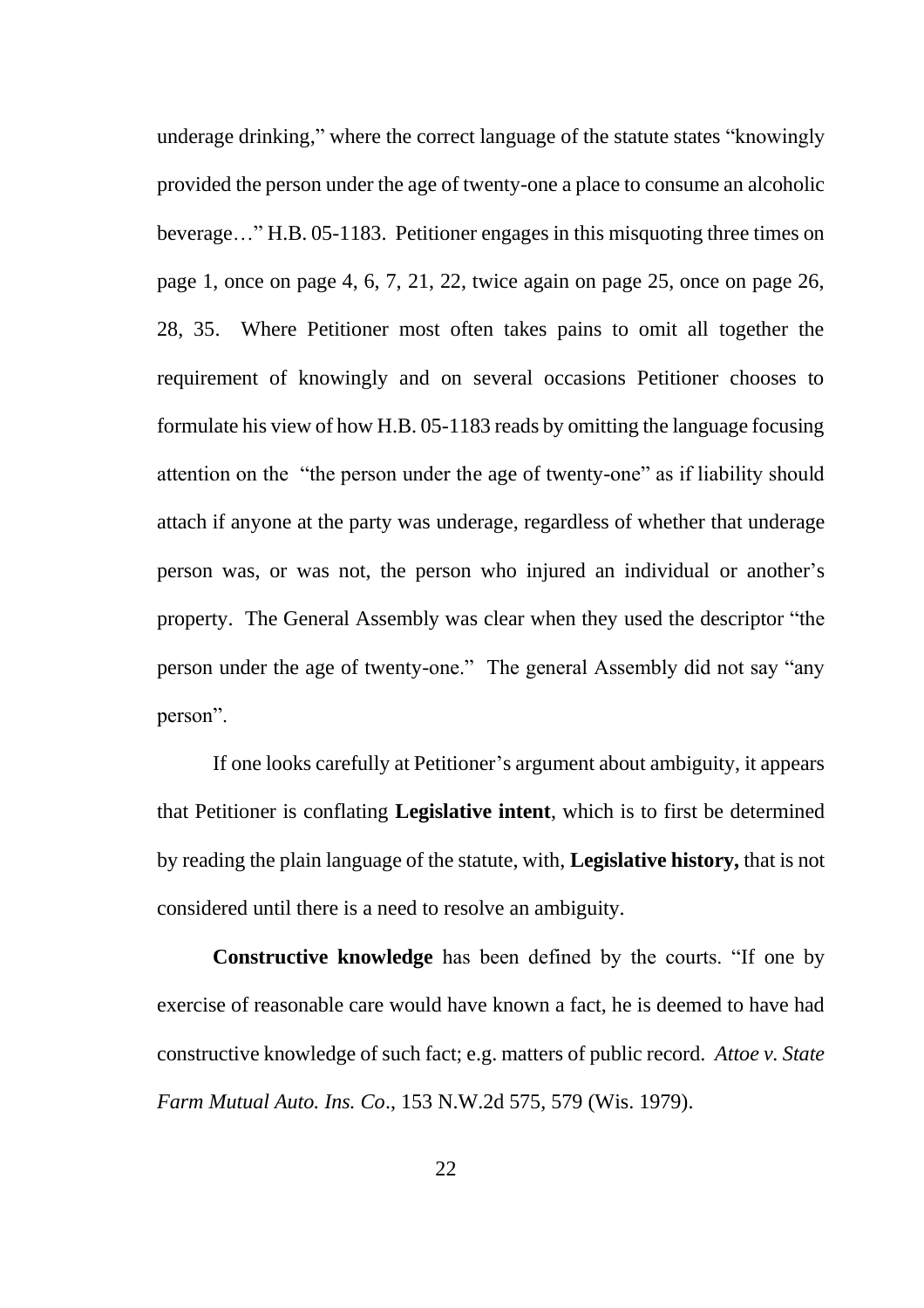underage drinking," where the correct language of the statute states "knowingly provided the person under the age of twenty-one a place to consume an alcoholic beverage…" H.B. 05-1183. Petitioner engages in this misquoting three times on page 1, once on page 4, 6, 7, 21, 22, twice again on page 25, once on page 26, 28, 35. Where Petitioner most often takes pains to omit all together the requirement of knowingly and on several occasions Petitioner chooses to formulate his view of how H.B. 05-1183 reads by omitting the language focusing attention on the "the person under the age of twenty-one" as if liability should attach if anyone at the party was underage, regardless of whether that underage person was, or was not, the person who injured an individual or another's property. The General Assembly was clear when they used the descriptor "the person under the age of twenty-one." The general Assembly did not say "any person".

If one looks carefully at Petitioner's argument about ambiguity, it appears that Petitioner is conflating **Legislative intent**, which is to first be determined by reading the plain language of the statute, with, **Legislative history,** that is not considered until there is a need to resolve an ambiguity.

**Constructive knowledge** has been defined by the courts. "If one by exercise of reasonable care would have known a fact, he is deemed to have had constructive knowledge of such fact; e.g. matters of public record. *Attoe v. State Farm Mutual Auto. Ins. Co*., 153 N.W.2d 575, 579 (Wis. 1979).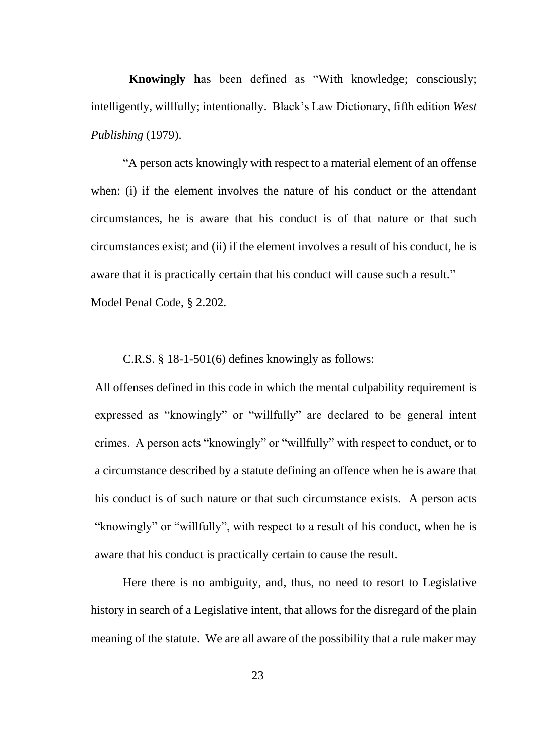**Knowingly h**as been defined as "With knowledge; consciously; intelligently, willfully; intentionally. Black's Law Dictionary, fifth edition *West Publishing* (1979).

"A person acts knowingly with respect to a material element of an offense when: (i) if the element involves the nature of his conduct or the attendant circumstances, he is aware that his conduct is of that nature or that such circumstances exist; and (ii) if the element involves a result of his conduct, he is aware that it is practically certain that his conduct will cause such a result." Model Penal Code, § 2.202.

C.R.S. § 18-1-501(6) defines knowingly as follows:

> All offenses defined in this code in which the mental culpability requirement is expressed as "knowingly" or "willfully" are declared to be general intent crimes. A person acts "knowingly" or "willfully" with respect to conduct, or to a circumstance described by a statute defining an offence when he is aware that his conduct is of such nature or that such circumstance exists. A person acts "knowingly" or "willfully", with respect to a result of his conduct, when he is aware that his conduct is practically certain to cause the result.

Here there is no ambiguity, and, thus, no need to resort to Legislative history in search of a Legislative intent, that allows for the disregard of the plain meaning of the statute. We are all aware of the possibility that a rule maker may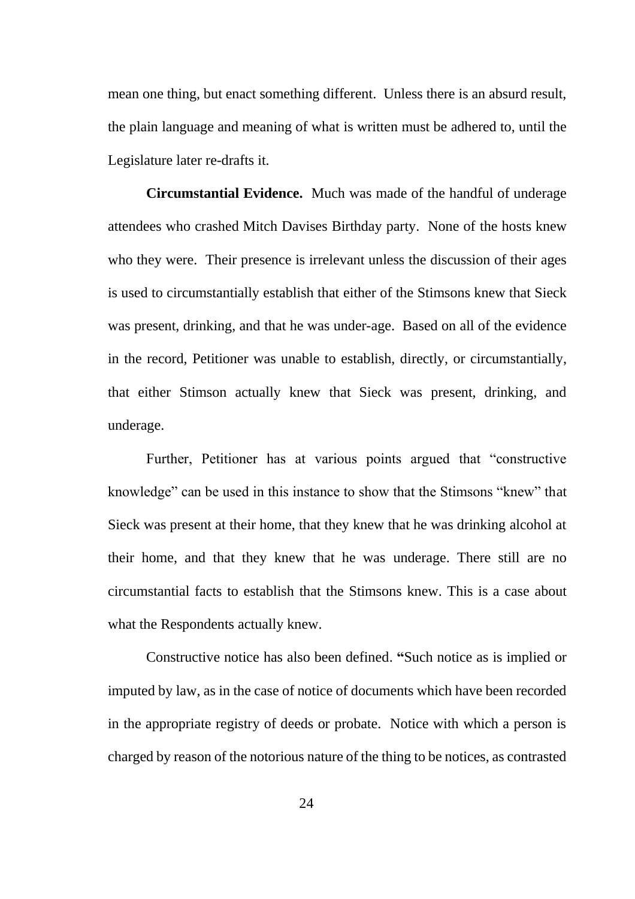mean one thing, but enact something different. Unless there is an absurd result, the plain language and meaning of what is written must be adhered to, until the Legislature later re-drafts it.

**Circumstantial Evidence.** Much was made of the handful of underage attendees who crashed Mitch Davises Birthday party. None of the hosts knew who they were. Their presence is irrelevant unless the discussion of their ages is used to circumstantially establish that either of the Stimsons knew that Sieck was present, drinking, and that he was under-age. Based on all of the evidence in the record, Petitioner was unable to establish, directly, or circumstantially, that either Stimson actually knew that Sieck was present, drinking, and underage.

Further, Petitioner has at various points argued that "constructive knowledge" can be used in this instance to show that the Stimsons "knew" that Sieck was present at their home, that they knew that he was drinking alcohol at their home, and that they knew that he was underage. There still are no circumstantial facts to establish that the Stimsons knew. This is a case about what the Respondents actually knew.

Constructive notice has also been defined. **"**Such notice as is implied or imputed by law, as in the case of notice of documents which have been recorded in the appropriate registry of deeds or probate. Notice with which a person is charged by reason of the notorious nature of the thing to be notices, as contrasted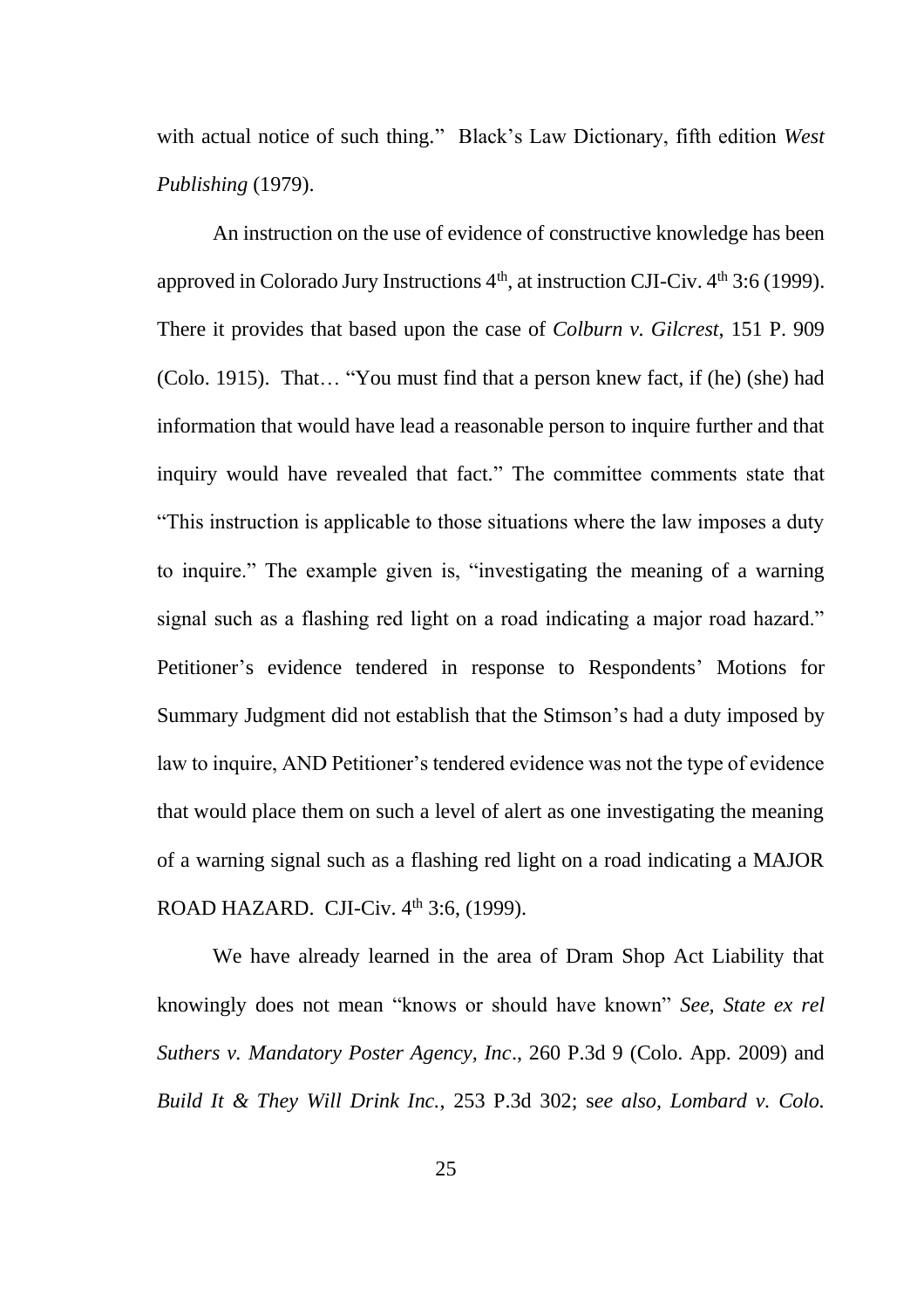with actual notice of such thing." Black's Law Dictionary, fifth edition *West Publishing* (1979).

An instruction on the use of evidence of constructive knowledge has been approved in Colorado Jury Instructions 4th, at instruction CJI-Civ. 4th 3:6 (1999). There it provides that based upon the case of *Colburn v. Gilcrest*, 151 P. 909 (Colo. 1915). That… "You must find that a person knew fact, if (he) (she) had information that would have lead a reasonable person to inquire further and that inquiry would have revealed that fact." The committee comments state that "This instruction is applicable to those situations where the law imposes a duty to inquire." The example given is, "investigating the meaning of a warning signal such as a flashing red light on a road indicating a major road hazard." Petitioner's evidence tendered in response to Respondents' Motions for Summary Judgment did not establish that the Stimson's had a duty imposed by law to inquire, AND Petitioner's tendered evidence was not the type of evidence that would place them on such a level of alert as one investigating the meaning of a warning signal such as a flashing red light on a road indicating a MAJOR ROAD HAZARD. CJI-Civ. 4th 3:6, (1999).

We have already learned in the area of Dram Shop Act Liability that knowingly does not mean "knows or should have known" *See, State ex rel Suthers v. Mandatory Poster Agency, Inc*., 260 P.3d 9 (Colo. App. 2009) and *Build It & They Will Drink Inc.*, 253 P.3d 302; s*ee also, Lombard v. Colo.*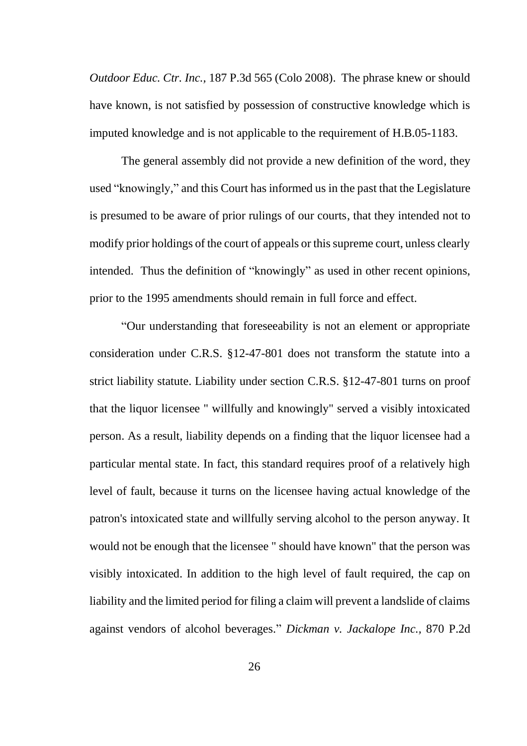*Outdoor Educ. Ctr. Inc.*, 187 P.3d 565 (Colo 2008). The phrase knew or should have known, is not satisfied by possession of constructive knowledge which is imputed knowledge and is not applicable to the requirement of H.B.05-1183.

The general assembly did not provide a new definition of the word, they used "knowingly," and this Court has informed us in the past that the Legislature is presumed to be aware of prior rulings of our courts, that they intended not to modify prior holdings of the court of appeals or this supreme court, unless clearly intended. Thus the definition of "knowingly" as used in other recent opinions, prior to the 1995 amendments should remain in full force and effect.

"Our understanding that foreseeability is not an element or appropriate consideration under C.R.S. §12-47-801 does not transform the statute into a strict liability statute. Liability under section C.R.S. §12-47-801 turns on proof that the liquor licensee " willfully and knowingly" served a visibly intoxicated person. As a result, liability depends on a finding that the liquor licensee had a particular mental state. In fact, this standard requires proof of a relatively high level of fault, because it turns on the licensee having actual knowledge of the patron's intoxicated state and willfully serving alcohol to the person anyway. It would not be enough that the licensee " should have known" that the person was visibly intoxicated. In addition to the high level of fault required, the cap on liability and the limited period for filing a claim will prevent a landslide of claims against vendors of alcohol beverages." *Dickman v. Jackalope Inc.*, 870 P.2d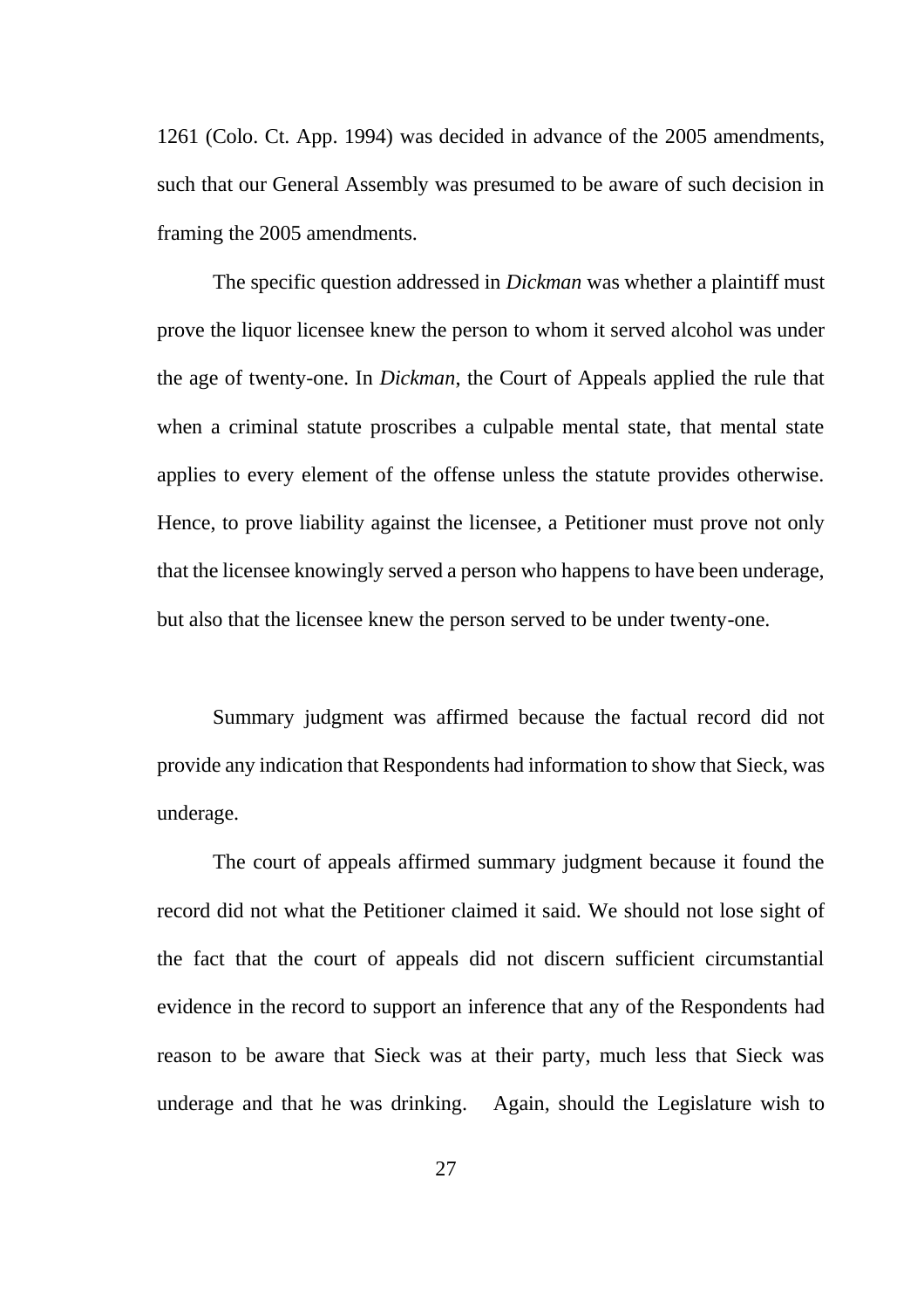1261 (Colo. Ct. App. 1994) was decided in advance of the 2005 amendments, such that our General Assembly was presumed to be aware of such decision in framing the 2005 amendments.

The specific question addressed in *Dickman* was whether a plaintiff must prove the liquor licensee knew the person to whom it served alcohol was under the age of twenty-one. In *Dickman*, the Court of Appeals applied the rule that when a criminal statute proscribes a culpable mental state, that mental state applies to every element of the offense unless the statute provides otherwise. Hence, to prove liability against the licensee, a Petitioner must prove not only that the licensee knowingly served a person who happens to have been underage, but also that the licensee knew the person served to be under twenty-one.

Summary judgment was affirmed because the factual record did not provide any indication that Respondents had information to show that Sieck, was underage.

The court of appeals affirmed summary judgment because it found the record did not what the Petitioner claimed it said. We should not lose sight of the fact that the court of appeals did not discern sufficient circumstantial evidence in the record to support an inference that any of the Respondents had reason to be aware that Sieck was at their party, much less that Sieck was underage and that he was drinking.   Again, should the Legislature wish to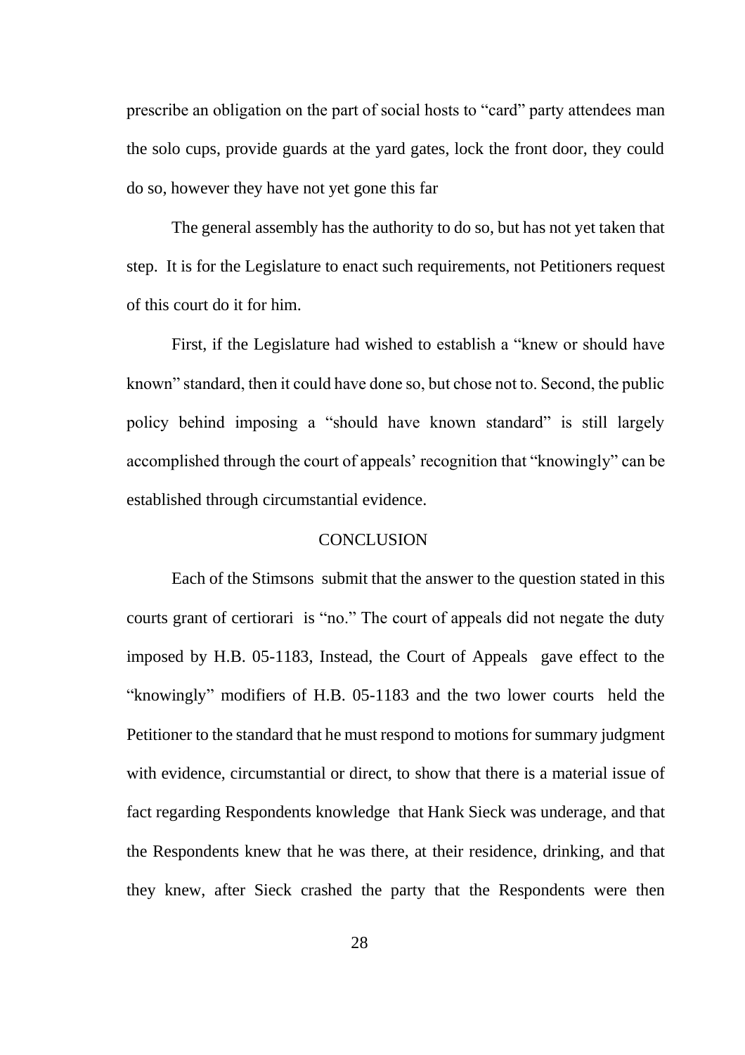prescribe an obligation on the part of social hosts to "card" party attendees man the solo cups, provide guards at the yard gates, lock the front door, they could do so, however they have not yet gone this far

The general assembly has the authority to do so, but has not yet taken that step. It is for the Legislature to enact such requirements, not Petitioners request of this court do it for him.

First, if the Legislature had wished to establish a "knew or should have known" standard, then it could have done so, but chose not to. Second, the public policy behind imposing a "should have known standard" is still largely accomplished through the court of appeals' recognition that "knowingly" can be established through circumstantial evidence.

## CONCLUSION

Each of the Stimsons submit that the answer to the question stated in this courts grant of certiorari is "no." The court of appeals did not negate the duty imposed by H.B. 05-1183, Instead, the Court of Appeals gave effect to the "knowingly" modifiers of H.B. 05-1183 and the two lower courts held the Petitioner to the standard that he must respond to motions for summary judgment with evidence, circumstantial or direct, to show that there is a material issue of fact regarding Respondents knowledge that Hank Sieck was underage, and that the Respondents knew that he was there, at their residence, drinking, and that they knew, after Sieck crashed the party that the Respondents were then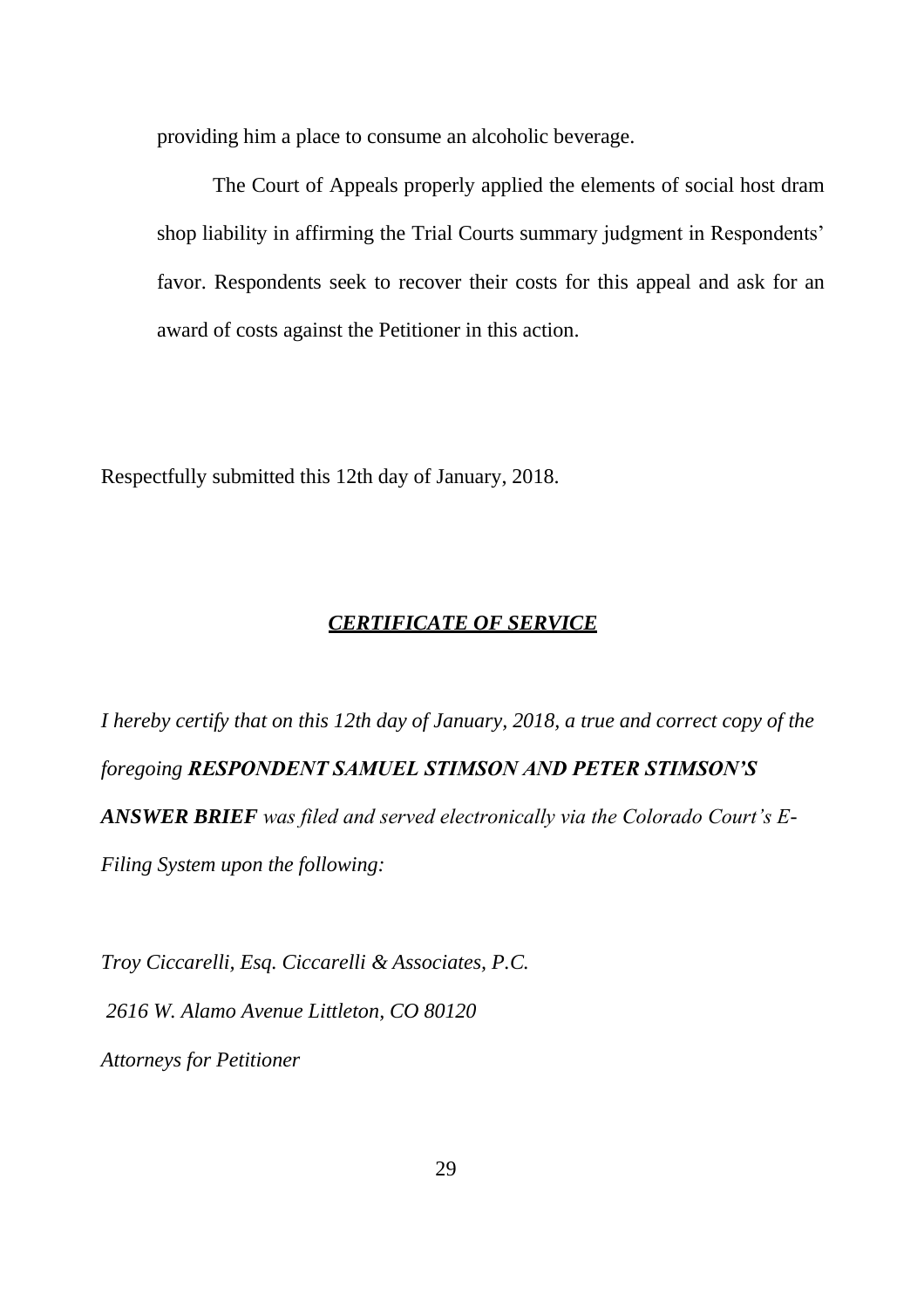providing him a place to consume an alcoholic beverage.

The Court of Appeals properly applied the elements of social host dram shop liability in affirming the Trial Courts summary judgment in Respondents' favor. Respondents seek to recover their costs for this appeal and ask for an award of costs against the Petitioner in this action.

Respectfully submitted this 12th day of January, 2018.

## ***CERTIFICATE OF SERVICE***

*I hereby certify that on this 12th day of January, 2018, a true and correct copy of the foregoing* ***RESPONDENT SAMUEL STIMSON AND PETER STIMSON'S ANSWER BRIEF*** *was filed and served electronically via the Colorado Court's E-Filing System upon the following:*

*Troy Ciccarelli, Esq. Ciccarelli & Associates, P.C.*

*2616 W. Alamo Avenue Littleton, CO 80120*

*Attorneys for Petitioner*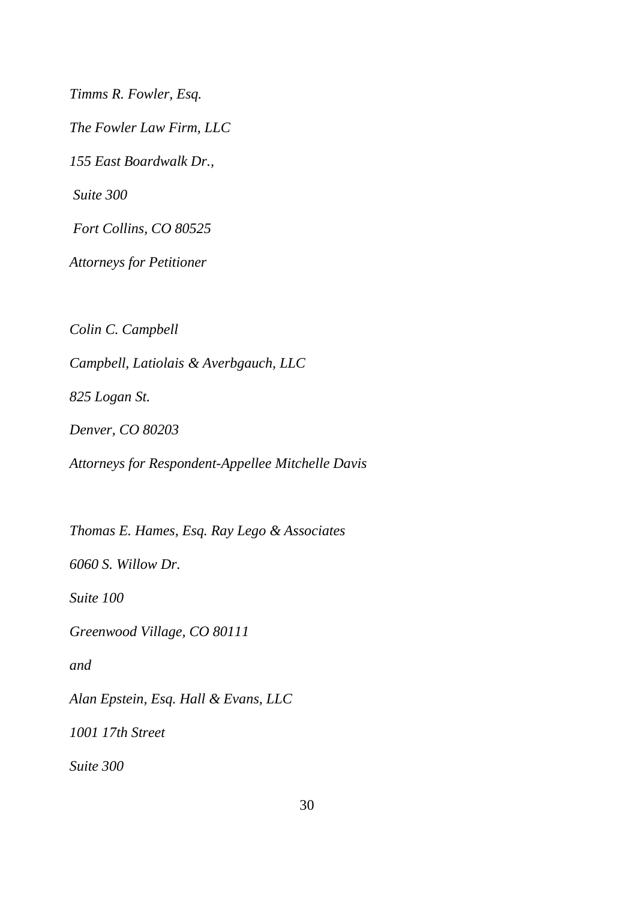*Timms R. Fowler, Esq.*

*The Fowler Law Firm, LLC*

*155 East Boardwalk Dr.,*

*Suite 300*

*Fort Collins, CO 80525*

*Attorneys for Petitioner*

*Colin C. Campbell*

*Campbell, Latiolais & Averbgauch, LLC*

*825 Logan St.*

*Denver, CO 80203*

*Attorneys for Respondent-Appellee Mitchelle Davis*

*Thomas E. Hames, Esq. Ray Lego & Associates*

*6060 S. Willow Dr.*

*Suite 100*

*Greenwood Village, CO 80111*

*and*

*Alan Epstein, Esq. Hall & Evans, LLC*

*1001 17th Street*

*Suite 300*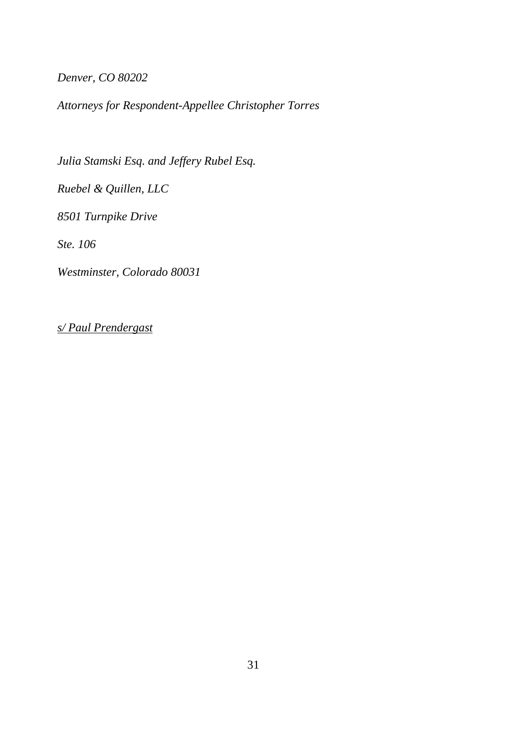*Denver, CO 80202*

*Attorneys for Respondent-Appellee Christopher Torres*

*Julia Stamski Esq. and Jeffery Rubel Esq.*

*Ruebel & Quillen, LLC*

*8501 Turnpike Drive*

*Ste. 106*

*Westminster, Colorado 80031*

*s/ Paul Prendergast*